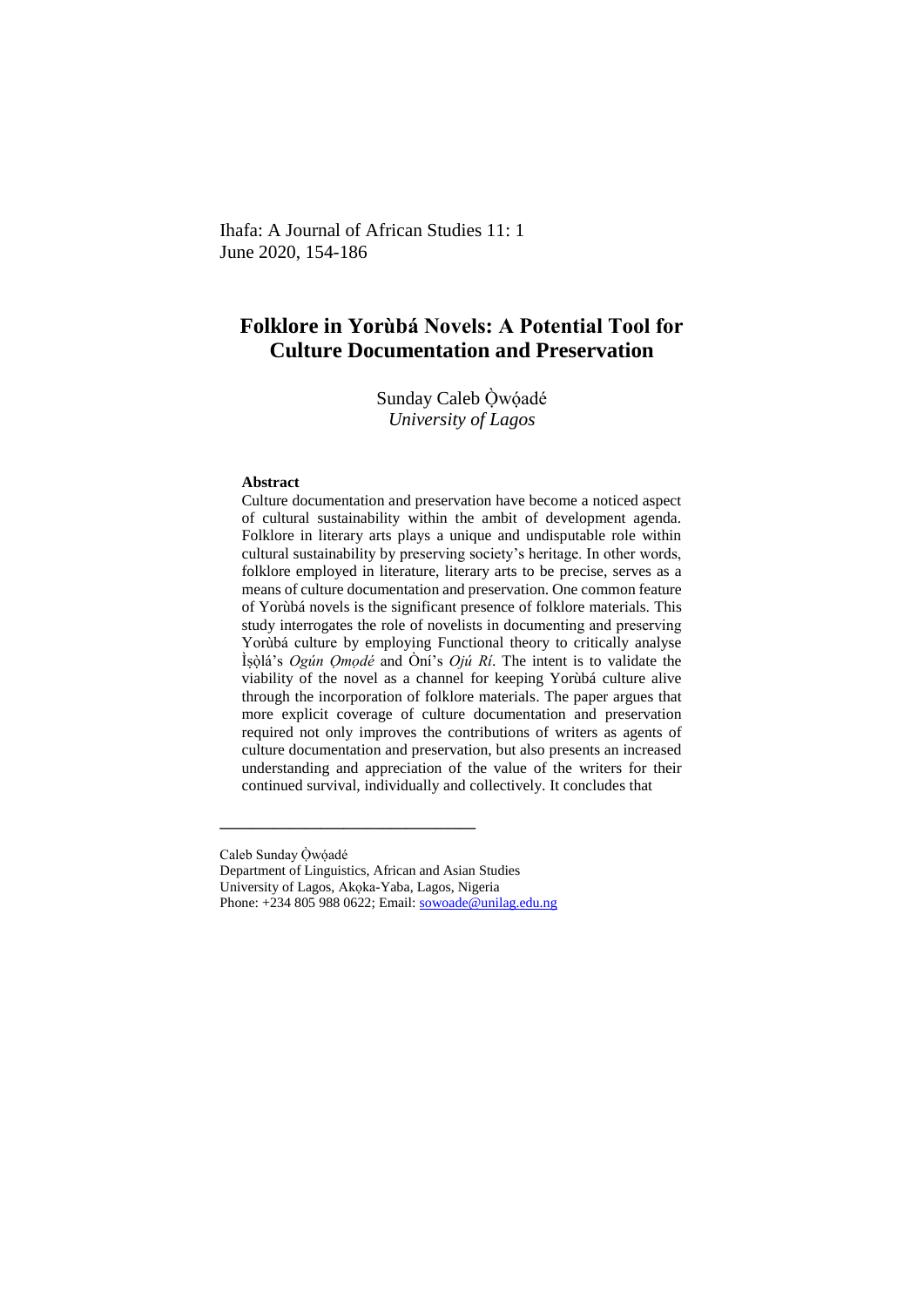# Folklore in Yorùbá Novels: A Potential Tool for Culture Documentation and Preservation

Sunday Caleb Ọ̀wọ́adé
*University of Lagos*

**Abstract**

Culture documentation and preservation have become a noticed aspect of cultural sustainability within the ambit of development agenda. Folklore in literary arts plays a unique and undisputable role within cultural sustainability by preserving society's heritage. In other words, folklore employed in literature, literary arts to be precise, serves as a means of culture documentation and preservation. One common feature of Yorùbá novels is the significant presence of folklore materials. This study interrogates the role of novelists in documenting and preserving Yorùbá culture by employing Functional theory to critically analyse Ìṣọ̀lá's *Ogún Ọmọdé* and Òní's *Ojú Rí*. The intent is to validate the viability of the novel as a channel for keeping Yorùbá culture alive through the incorporation of folklore materials. The paper argues that more explicit coverage of culture documentation and preservation required not only improves the contributions of writers as agents of culture documentation and preservation, but also presents an increased understanding and appreciation of the value of the writers for their continued survival, individually and collectively. It concludes that

---

Caleb Sunday Ọ̀wọ́adé
Department of Linguistics, African and Asian Studies
University of Lagos, Akọka-Yaba, Lagos, Nigeria
Phone: +234 805 988 0622; Email: sowoade@unilag.edu.ng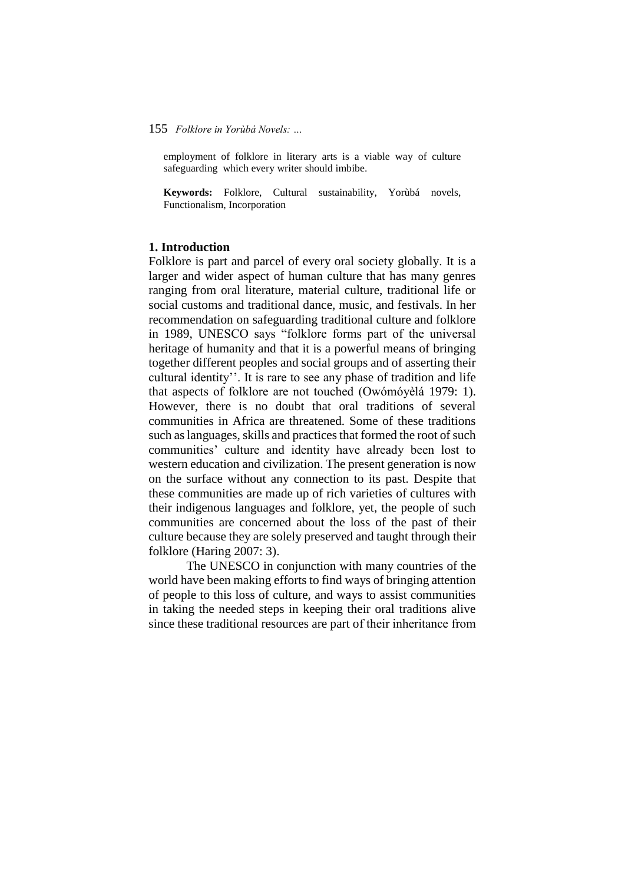employment of folklore in literary arts is a viable way of culture safeguarding which every writer should imbibe.

**Keywords:** Folklore, Cultural sustainability, Yorùbá novels, Functionalism, Incorporation

## 1. Introduction

Folklore is part and parcel of every oral society globally. It is a larger and wider aspect of human culture that has many genres ranging from oral literature, material culture, traditional life or social customs and traditional dance, music, and festivals. In her recommendation on safeguarding traditional culture and folklore in 1989, UNESCO says "folklore forms part of the universal heritage of humanity and that it is a powerful means of bringing together different peoples and social groups and of asserting their cultural identity''. It is rare to see any phase of tradition and life that aspects of folklore are not touched (Owómóyèlá 1979: 1). However, there is no doubt that oral traditions of several communities in Africa are threatened. Some of these traditions such as languages, skills and practices that formed the root of such communities' culture and identity have already been lost to western education and civilization. The present generation is now on the surface without any connection to its past. Despite that these communities are made up of rich varieties of cultures with their indigenous languages and folklore, yet, the people of such communities are concerned about the loss of the past of their culture because they are solely preserved and taught through their folklore (Haring 2007: 3).

The UNESCO in conjunction with many countries of the world have been making efforts to find ways of bringing attention of people to this loss of culture, and ways to assist communities in taking the needed steps in keeping their oral traditions alive since these traditional resources are part of their inheritance from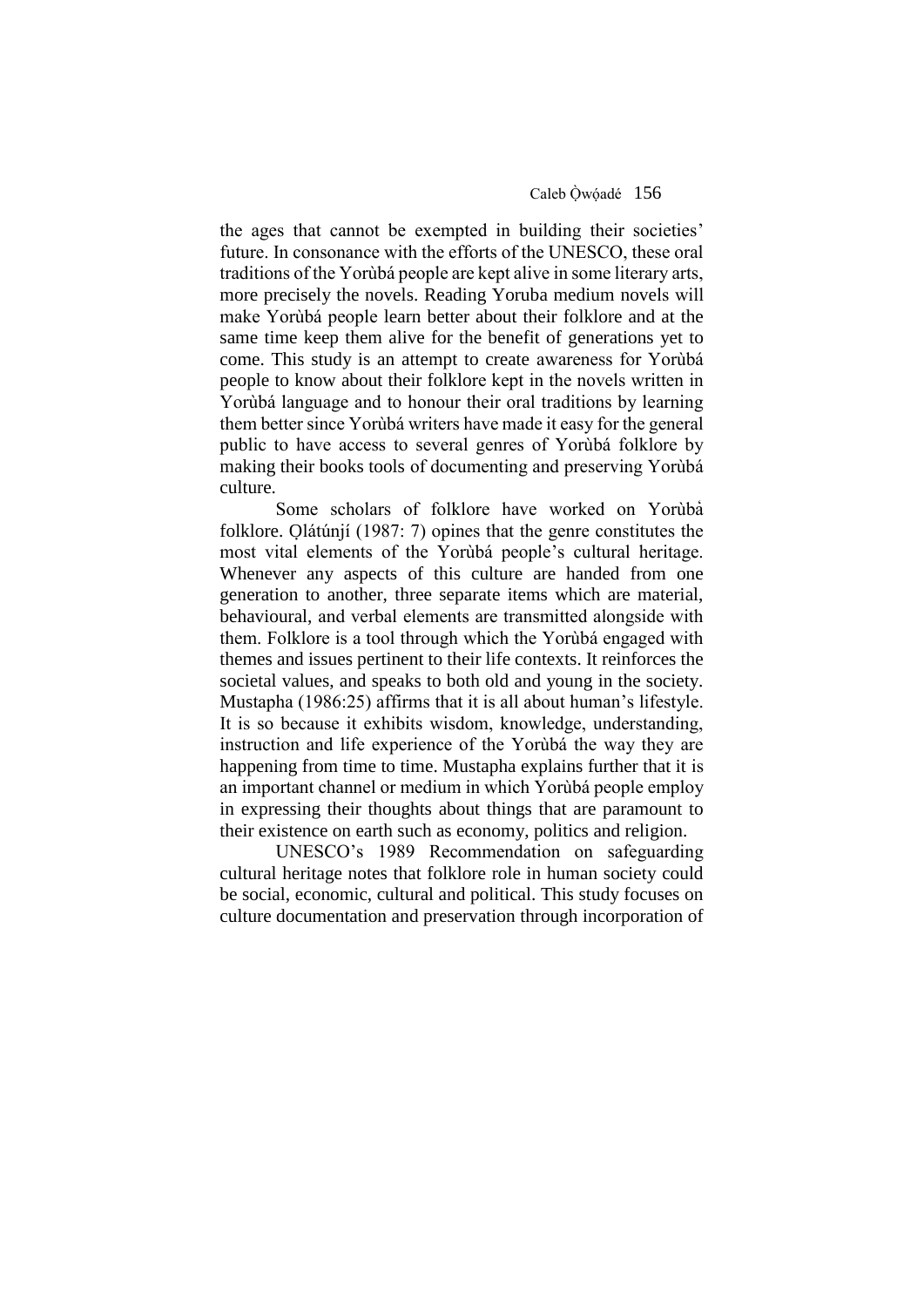the ages that cannot be exempted in building their societies' future. In consonance with the efforts of the UNESCO, these oral traditions of the Yorùbá people are kept alive in some literary arts, more precisely the novels. Reading Yoruba medium novels will make Yorùbá people learn better about their folklore and at the same time keep them alive for the benefit of generations yet to come. This study is an attempt to create awareness for Yorùbá people to know about their folklore kept in the novels written in Yorùbá language and to honour their oral traditions by learning them better since Yorùbá writers have made it easy for the general public to have access to several genres of Yorùbá folklore by making their books tools of documenting and preserving Yorùbá culture.

Some scholars of folklore have worked on Yorùbȧ folklore. Ọlátúnjí (1987: 7) opines that the genre constitutes the most vital elements of the Yorùbá people's cultural heritage. Whenever any aspects of this culture are handed from one generation to another, three separate items which are material, behavioural, and verbal elements are transmitted alongside with them. Folklore is a tool through which the Yorùbá engaged with themes and issues pertinent to their life contexts. It reinforces the societal values, and speaks to both old and young in the society. Mustapha (1986:25) affirms that it is all about human's lifestyle. It is so because it exhibits wisdom, knowledge, understanding, instruction and life experience of the Yorùbá the way they are happening from time to time. Mustapha explains further that it is an important channel or medium in which Yorùbá people employ in expressing their thoughts about things that are paramount to their existence on earth such as economy, politics and religion.

UNESCO's 1989 Recommendation on safeguarding cultural heritage notes that folklore role in human society could be social, economic, cultural and political. This study focuses on culture documentation and preservation through incorporation of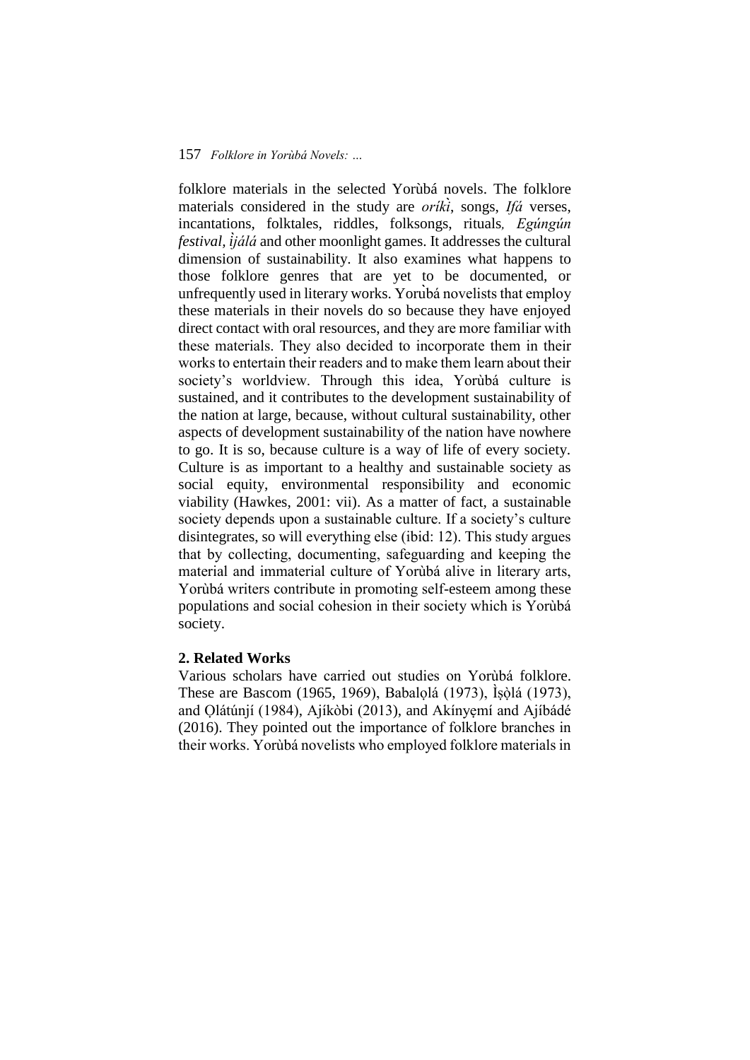folklore materials in the selected Yorùbá novels. The folklore materials considered in the study are *oríkì*, songs, *Ifá* verses, incantations, folktales, riddles, folksongs, rituals, *Egúngún festival*, *ìjálá* and other moonlight games. It addresses the cultural dimension of sustainability. It also examines what happens to those folklore genres that are yet to be documented, or unfrequently used in literary works. Yorùbá novelists that employ these materials in their novels do so because they have enjoyed direct contact with oral resources, and they are more familiar with these materials. They also decided to incorporate them in their works to entertain their readers and to make them learn about their society's worldview. Through this idea, Yorùbá culture is sustained, and it contributes to the development sustainability of the nation at large, because, without cultural sustainability, other aspects of development sustainability of the nation have nowhere to go. It is so, because culture is a way of life of every society. Culture is as important to a healthy and sustainable society as social equity, environmental responsibility and economic viability (Hawkes, 2001: vii). As a matter of fact, a sustainable society depends upon a sustainable culture. If a society's culture disintegrates, so will everything else (ibid: 12). This study argues that by collecting, documenting, safeguarding and keeping the material and immaterial culture of Yorùbá alive in literary arts, Yorùbá writers contribute in promoting self-esteem among these populations and social cohesion in their society which is Yorùbá society.

## 2. Related Works

Various scholars have carried out studies on Yorùbá folklore. These are Bascom (1965, 1969), Babalọlá (1973), Ìṣọ̀lá (1973), and Ọlátúnjí (1984), Ajíkòbi (2013), and Akínyẹmí and Ajíbádé (2016). They pointed out the importance of folklore branches in their works. Yorùbá novelists who employed folklore materials in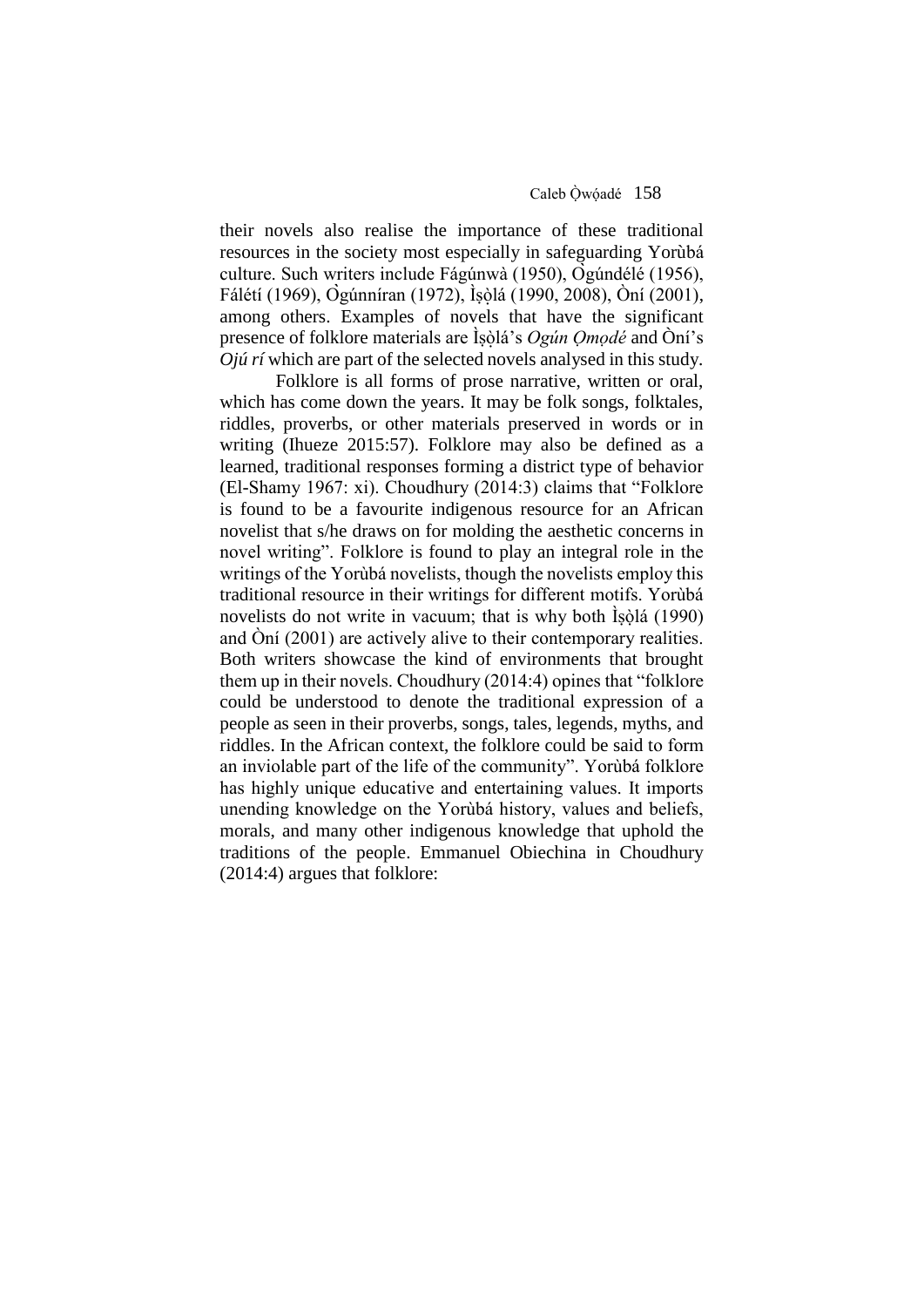their novels also realise the importance of these traditional resources in the society most especially in safeguarding Yorùbá culture. Such writers include Fágúnwà (1950), Ògúndélé (1956), Fálétí (1969), Ògúnníran (1972), Ìṣọ̀lá (1990, 2008), Òní (2001), among others. Examples of novels that have the significant presence of folklore materials are Ìṣọ̀lá's *Ogún Ọmọdé* and Òní's *Ojú rí* which are part of the selected novels analysed in this study.

Folklore is all forms of prose narrative, written or oral, which has come down the years. It may be folk songs, folktales, riddles, proverbs, or other materials preserved in words or in writing (Ihueze 2015:57). Folklore may also be defined as a learned, traditional responses forming a district type of behavior (El-Shamy 1967: xi). Choudhury (2014:3) claims that "Folklore is found to be a favourite indigenous resource for an African novelist that s/he draws on for molding the aesthetic concerns in novel writing". Folklore is found to play an integral role in the writings of the Yorùbá novelists, though the novelists employ this traditional resource in their writings for different motifs. Yorùbá novelists do not write in vacuum; that is why both Ìṣọ̀lá (1990) and Òní (2001) are actively alive to their contemporary realities. Both writers showcase the kind of environments that brought them up in their novels. Choudhury (2014:4) opines that "folklore could be understood to denote the traditional expression of a people as seen in their proverbs, songs, tales, legends, myths, and riddles. In the African context, the folklore could be said to form an inviolable part of the life of the community". Yorùbá folklore has highly unique educative and entertaining values. It imports unending knowledge on the Yorùbá history, values and beliefs, morals, and many other indigenous knowledge that uphold the traditions of the people. Emmanuel Obiechina in Choudhury (2014:4) argues that folklore: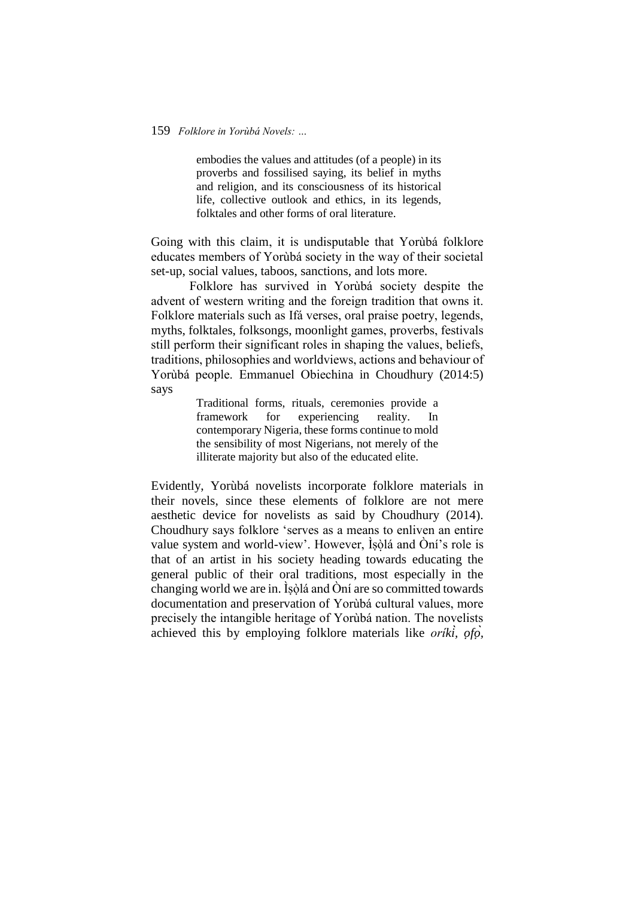> embodies the values and attitudes (of a people) in its proverbs and fossilised saying, its belief in myths and religion, and its consciousness of its historical life, collective outlook and ethics, in its legends, folktales and other forms of oral literature.

Going with this claim, it is undisputable that Yorùbá folklore educates members of Yorùbá society in the way of their societal set-up, social values, taboos, sanctions, and lots more.

Folklore has survived in Yorùbá society despite the advent of western writing and the foreign tradition that owns it. Folklore materials such as Ifá verses, oral praise poetry, legends, myths, folktales, folksongs, moonlight games, proverbs, festivals still perform their significant roles in shaping the values, beliefs, traditions, philosophies and worldviews, actions and behaviour of Yorùbá people. Emmanuel Obiechina in Choudhury (2014:5) says

> Traditional forms, rituals, ceremonies provide a framework for experiencing reality. In contemporary Nigeria, these forms continue to mold the sensibility of most Nigerians, not merely of the illiterate majority but also of the educated elite.

Evidently, Yorùbá novelists incorporate folklore materials in their novels, since these elements of folklore are not mere aesthetic device for novelists as said by Choudhury (2014). Choudhury says folklore 'serves as a means to enliven an entire value system and world-view'. However, Ìṣọ̀lá and Òní's role is that of an artist in his society heading towards educating the general public of their oral traditions, most especially in the changing world we are in. Ìṣọ̀lá and Òní are so committed towards documentation and preservation of Yorùbá cultural values, more precisely the intangible heritage of Yorùbá nation. The novelists achieved this by employing folklore materials like *oríkì, ọfọ̀,*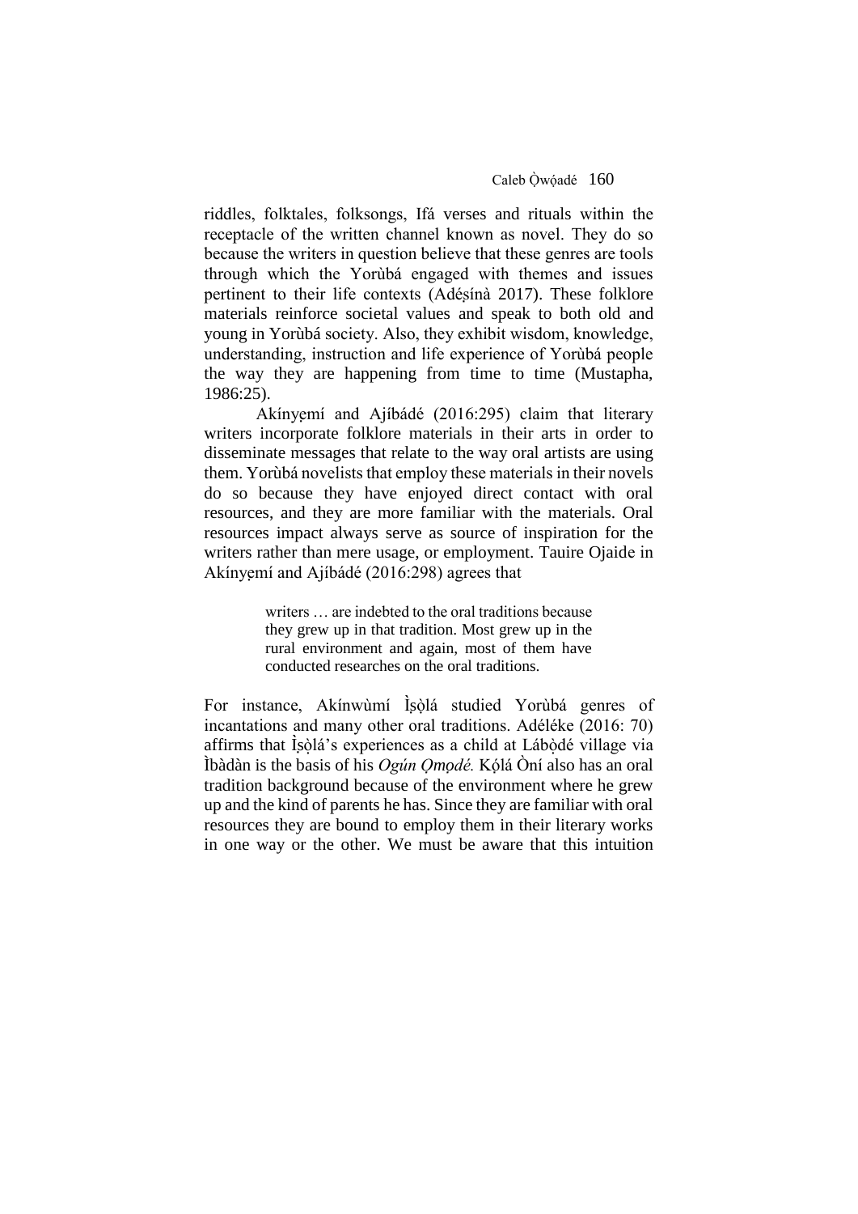riddles, folktales, folksongs, Ifá verses and rituals within the receptacle of the written channel known as novel. They do so because the writers in question believe that these genres are tools through which the Yorùbá engaged with themes and issues pertinent to their life contexts (Adéṣínà 2017). These folklore materials reinforce societal values and speak to both old and young in Yorùbá society. Also, they exhibit wisdom, knowledge, understanding, instruction and life experience of Yorùbá people the way they are happening from time to time (Mustapha, 1986:25).

Akínyẹmí and Ajíbádé (2016:295) claim that literary writers incorporate folklore materials in their arts in order to disseminate messages that relate to the way oral artists are using them. Yorùbá novelists that employ these materials in their novels do so because they have enjoyed direct contact with oral resources, and they are more familiar with the materials. Oral resources impact always serve as source of inspiration for the writers rather than mere usage, or employment. Tauire Ojaide in Akínyẹmí and Ajíbádé (2016:298) agrees that

> writers … are indebted to the oral traditions because they grew up in that tradition. Most grew up in the rural environment and again, most of them have conducted researches on the oral traditions.

For instance, Akínwùmí Ìṣọ̀lá studied Yorùbá genres of incantations and many other oral traditions. Adéléke (2016: 70) affirms that Ìṣọ̀lá's experiences as a child at Lábọ̀dé village via Ìbàdàn is the basis of his *Ogún Ọmọdé.* Kọ́lá Òní also has an oral tradition background because of the environment where he grew up and the kind of parents he has. Since they are familiar with oral resources they are bound to employ them in their literary works in one way or the other. We must be aware that this intuition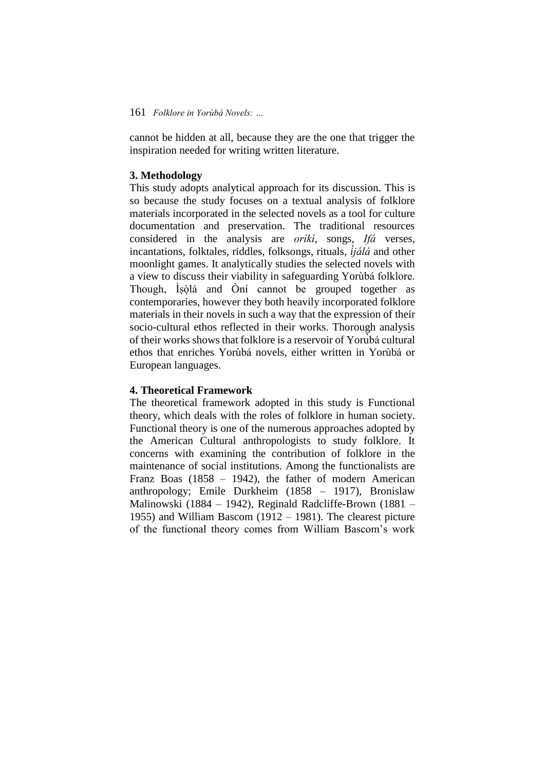cannot be hidden at all, because they are the one that trigger the inspiration needed for writing written literature.

## 3. Methodology

This study adopts analytical approach for its discussion. This is so because the study focuses on a textual analysis of folklore materials incorporated in the selected novels as a tool for culture documentation and preservation. The traditional resources considered in the analysis are *oríkì*, songs, *Ifá* verses, incantations, folktales, riddles, folksongs, rituals, *ìjálá* and other moonlight games. It analytically studies the selected novels with a view to discuss their viability in safeguarding Yorùbá folklore. Though, Ìṣọ̀lá and Òní cannot be grouped together as contemporaries, however they both heavily incorporated folklore materials in their novels in such a way that the expression of their socio-cultural ethos reflected in their works. Thorough analysis of their works shows that folklore is a reservoir of Yorùbá cultural ethos that enriches Yorùbá novels, either written in Yorùbá or European languages.

## 4. Theoretical Framework

The theoretical framework adopted in this study is Functional theory, which deals with the roles of folklore in human society. Functional theory is one of the numerous approaches adopted by the American Cultural anthropologists to study folklore. It concerns with examining the contribution of folklore in the maintenance of social institutions. Among the functionalists are Franz Boas (1858 – 1942), the father of modern American anthropology; Emile Durkheim (1858 – 1917), Bronislaw Malinowski (1884 – 1942), Reginald Radcliffe-Brown (1881 – 1955) and William Bascom (1912 – 1981). The clearest picture of the functional theory comes from William Bascom's work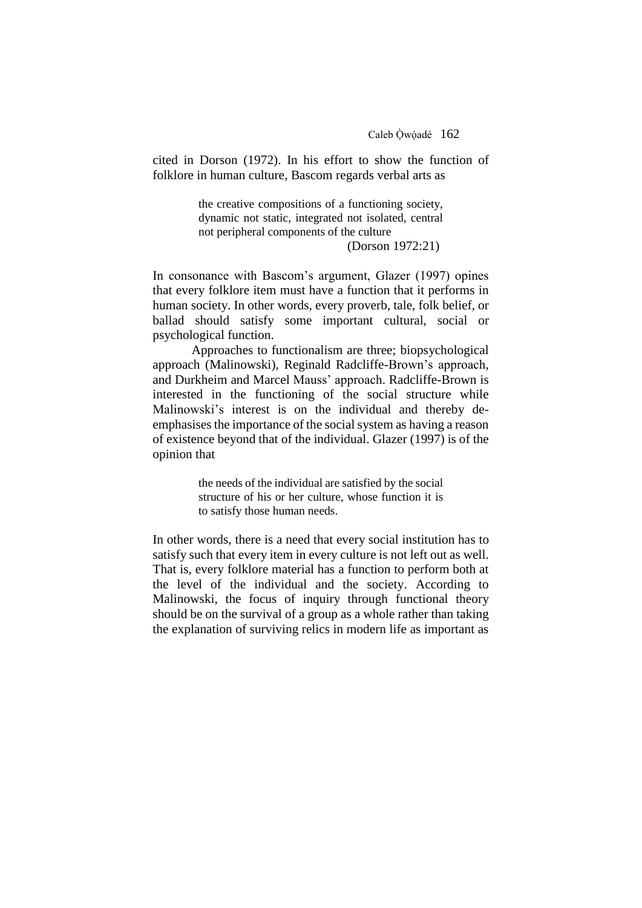cited in Dorson (1972). In his effort to show the function of folklore in human culture, Bascom regards verbal arts as

> the creative compositions of a functioning society, dynamic not static, integrated not isolated, central not peripheral components of the culture
> (Dorson 1972:21)

In consonance with Bascom's argument, Glazer (1997) opines that every folklore item must have a function that it performs in human society. In other words, every proverb, tale, folk belief, or ballad should satisfy some important cultural, social or psychological function.

Approaches to functionalism are three; biopsychological approach (Malinowski), Reginald Radcliffe-Brown's approach, and Durkheim and Marcel Mauss' approach. Radcliffe-Brown is interested in the functioning of the social structure while Malinowski's interest is on the individual and thereby de-emphasises the importance of the social system as having a reason of existence beyond that of the individual. Glazer (1997) is of the opinion that

> the needs of the individual are satisfied by the social structure of his or her culture, whose function it is to satisfy those human needs.

In other words, there is a need that every social institution has to satisfy such that every item in every culture is not left out as well. That is, every folklore material has a function to perform both at the level of the individual and the society. According to Malinowski, the focus of inquiry through functional theory should be on the survival of a group as a whole rather than taking the explanation of surviving relics in modern life as important as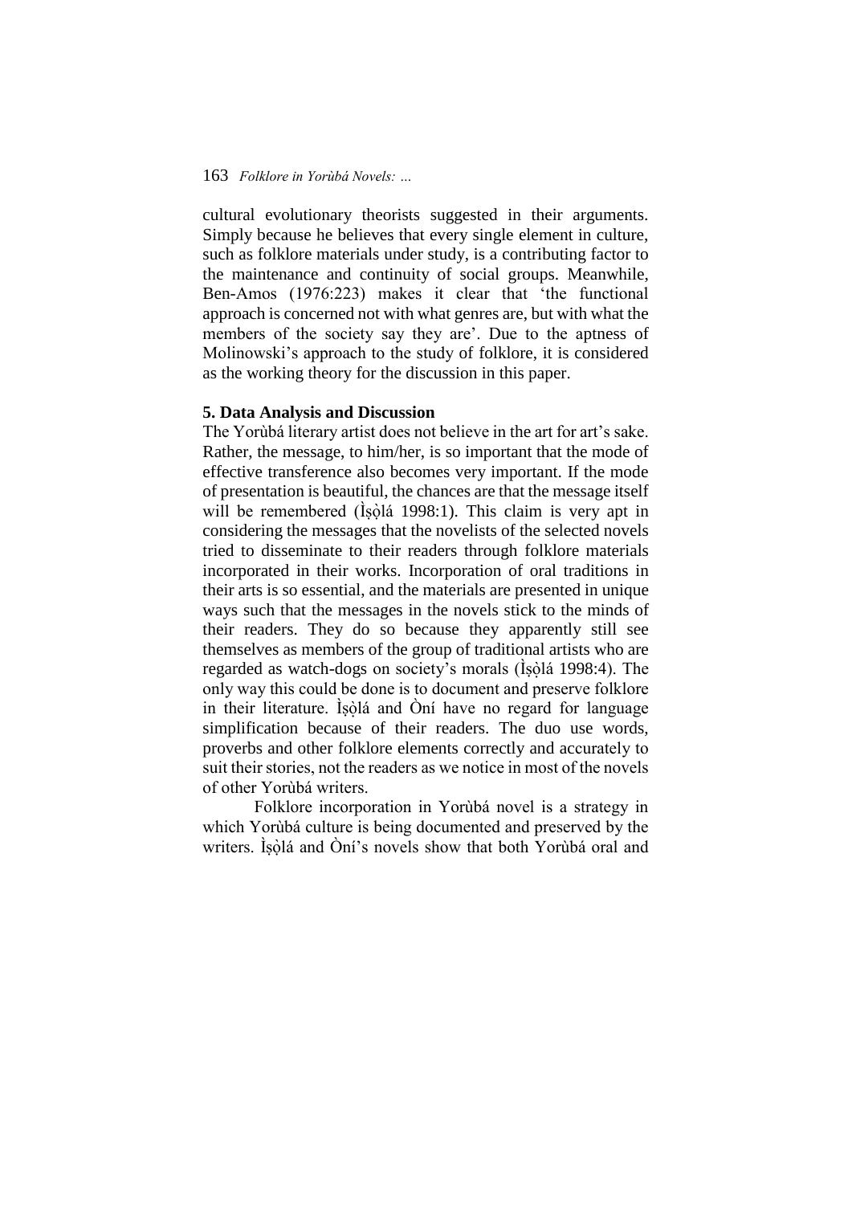cultural evolutionary theorists suggested in their arguments. Simply because he believes that every single element in culture, such as folklore materials under study, is a contributing factor to the maintenance and continuity of social groups. Meanwhile, Ben-Amos (1976:223) makes it clear that 'the functional approach is concerned not with what genres are, but with what the members of the society say they are'. Due to the aptness of Molinowski's approach to the study of folklore, it is considered as the working theory for the discussion in this paper.

## 5. Data Analysis and Discussion

The Yorùbá literary artist does not believe in the art for art's sake. Rather, the message, to him/her, is so important that the mode of effective transference also becomes very important. If the mode of presentation is beautiful, the chances are that the message itself will be remembered (Ìṣọ̀lá 1998:1). This claim is very apt in considering the messages that the novelists of the selected novels tried to disseminate to their readers through folklore materials incorporated in their works. Incorporation of oral traditions in their arts is so essential, and the materials are presented in unique ways such that the messages in the novels stick to the minds of their readers. They do so because they apparently still see themselves as members of the group of traditional artists who are regarded as watch-dogs on society's morals (Ìṣọ̀lá 1998:4). The only way this could be done is to document and preserve folklore in their literature. Ìṣọ̀lá and Òní have no regard for language simplification because of their readers. The duo use words, proverbs and other folklore elements correctly and accurately to suit their stories, not the readers as we notice in most of the novels of other Yorùbá writers.

Folklore incorporation in Yorùbá novel is a strategy in which Yorùbá culture is being documented and preserved by the writers. Ìṣọ̀lá and Òní's novels show that both Yorùbá oral and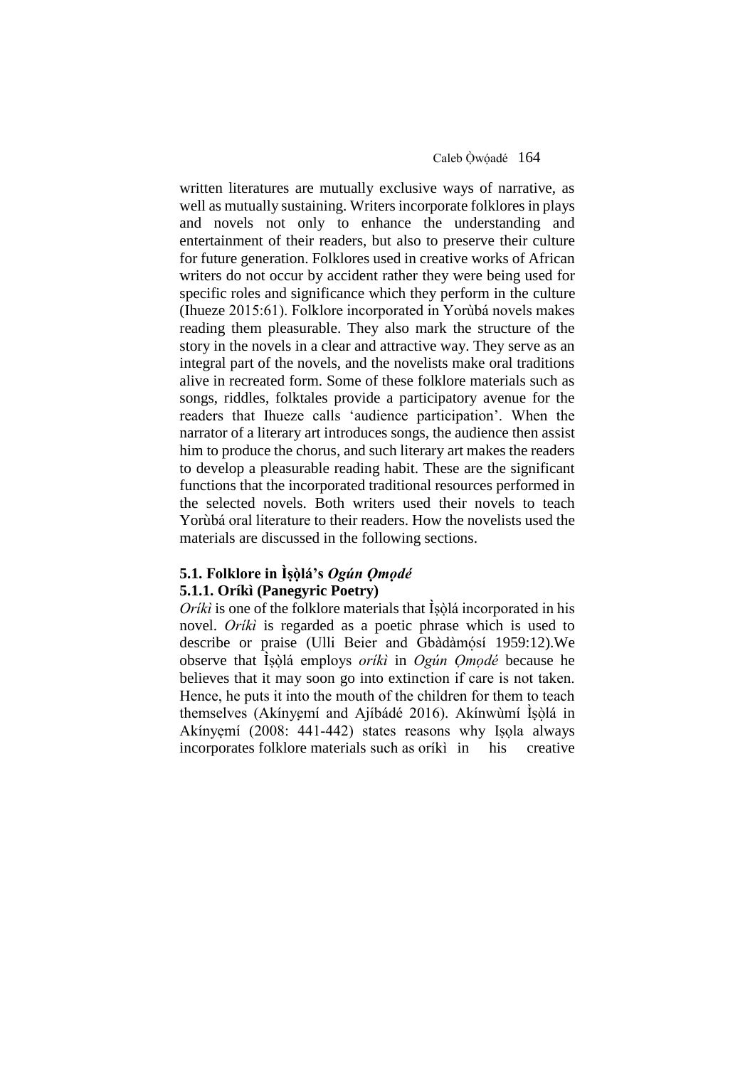written literatures are mutually exclusive ways of narrative, as well as mutually sustaining. Writers incorporate folklores in plays and novels not only to enhance the understanding and entertainment of their readers, but also to preserve their culture for future generation. Folklores used in creative works of African writers do not occur by accident rather they were being used for specific roles and significance which they perform in the culture (Ihueze 2015:61). Folklore incorporated in Yorùbá novels makes reading them pleasurable. They also mark the structure of the story in the novels in a clear and attractive way. They serve as an integral part of the novels, and the novelists make oral traditions alive in recreated form. Some of these folklore materials such as songs, riddles, folktales provide a participatory avenue for the readers that Ihueze calls 'audience participation'. When the narrator of a literary art introduces songs, the audience then assist him to produce the chorus, and such literary art makes the readers to develop a pleasurable reading habit. These are the significant functions that the incorporated traditional resources performed in the selected novels. Both writers used their novels to teach Yorùbá oral literature to their readers. How the novelists used the materials are discussed in the following sections.

### 5.1. Folklore in Ìṣọ̀lá's *Ogún Ọmọdé*

#### 5.1.1. Oríkì (Panegyric Poetry)

*Oríkì* is one of the folklore materials that Ìṣọ̀lá incorporated in his novel. *Oríkì* is regarded as a poetic phrase which is used to describe or praise (Ulli Beier and Gbàdàmọ́sí 1959:12).We observe that Ìṣọ̀lá employs *oríkì* in *Ogún Ọmọdé* because he believes that it may soon go into extinction if care is not taken. Hence, he puts it into the mouth of the children for them to teach themselves (Akínyẹmí and Ajíbádé 2016). Akínwùmí Ìṣọ̀lá in Akínyẹmí (2008: 441-442) states reasons why Iṣọla always incorporates folklore materials such as oríkì in his creative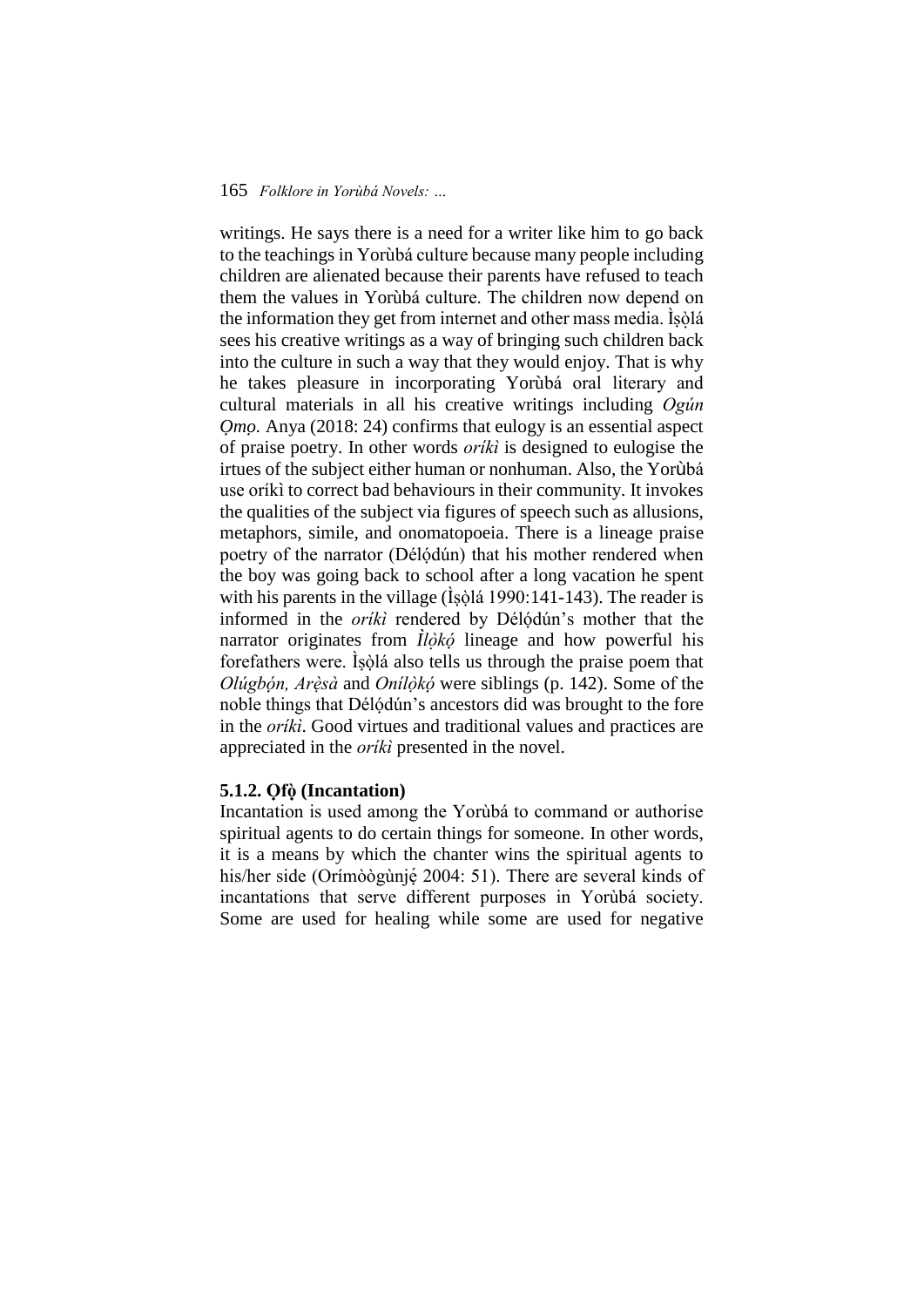writings. He says there is a need for a writer like him to go back to the teachings in Yorùbá culture because many people including children are alienated because their parents have refused to teach them the values in Yorùbá culture. The children now depend on the information they get from internet and other mass media. Ìṣọ̀lá sees his creative writings as a way of bringing such children back into the culture in such a way that they would enjoy. That is why he takes pleasure in incorporating Yorùbá oral literary and cultural materials in all his creative writings including *Ogún Ọmọ.* Anya (2018: 24) confirms that eulogy is an essential aspect of praise poetry. In other words *oríkì* is designed to eulogise the irtues of the subject either human or nonhuman. Also, the Yorùbá use oríkì to correct bad behaviours in their community. It invokes the qualities of the subject via figures of speech such as allusions, metaphors, simile, and onomatopoeia. There is a lineage praise poetry of the narrator (Délọ́dún) that his mother rendered when the boy was going back to school after a long vacation he spent with his parents in the village (Ìṣọ̀lá 1990:141-143). The reader is informed in the *oríkì* rendered by Délọ́dún's mother that the narrator originates from *Ìlọ̀kọ́* lineage and how powerful his forefathers were. Ìṣọ̀lá also tells us through the praise poem that *Olúgbọ́n, Arẹ̀sà* and *Onílọ̀kọ́* were siblings (p. 142). Some of the noble things that Délọ́dún's ancestors did was brought to the fore in the *oríkì*. Good virtues and traditional values and practices are appreciated in the *oríkì* presented in the novel.

### 5.1.2. Ọfọ̀ (Incantation)

Incantation is used among the Yorùbá to command or authorise spiritual agents to do certain things for someone. In other words, it is a means by which the chanter wins the spiritual agents to his/her side (Orímòògùnjẹ́ 2004: 51). There are several kinds of incantations that serve different purposes in Yorùbá society. Some are used for healing while some are used for negative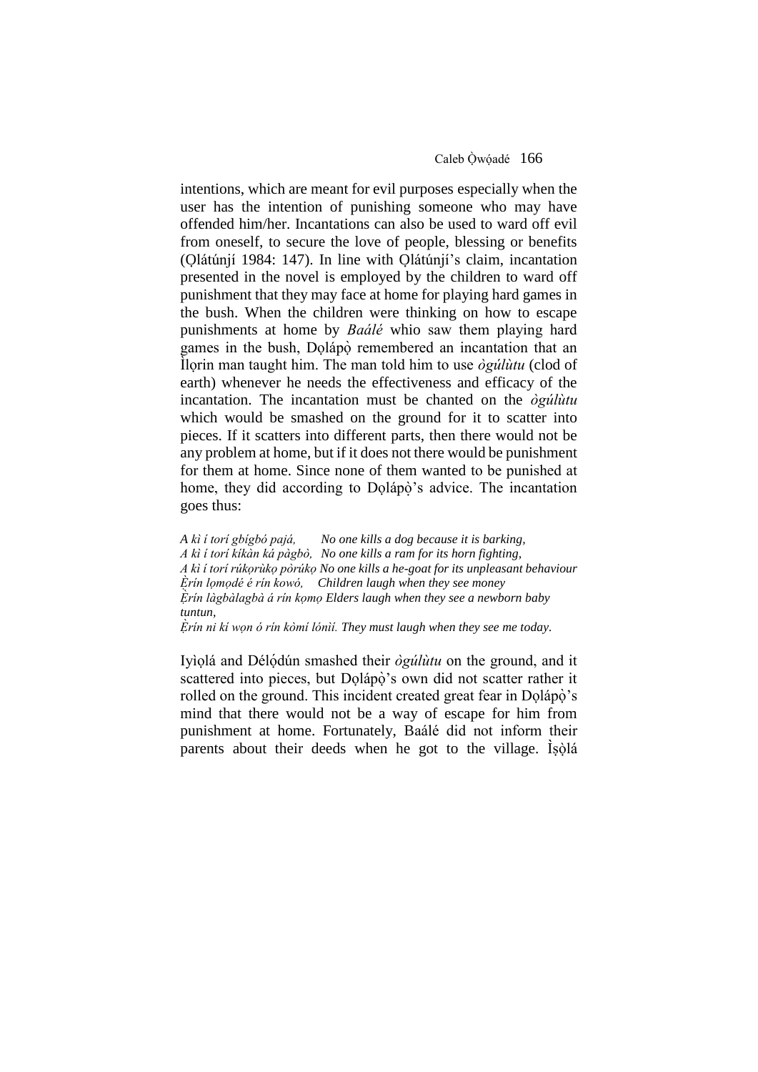intentions, which are meant for evil purposes especially when the user has the intention of punishing someone who may have offended him/her. Incantations can also be used to ward off evil from oneself, to secure the love of people, blessing or benefits (Ọlátúnjí 1984: 147). In line with Ọlátúnjí's claim, incantation presented in the novel is employed by the children to ward off punishment that they may face at home for playing hard games in the bush. When the children were thinking on how to escape punishments at home by *Baálé* whio saw them playing hard games in the bush, Dọlápọ̀ remembered an incantation that an Ìlọrin man taught him. The man told him to use *ògúlùtu* (clod of earth) whenever he needs the effectiveness and efficacy of the incantation. The incantation must be chanted on the *ògúlùtu* which would be smashed on the ground for it to scatter into pieces. If it scatters into different parts, then there would not be any problem at home, but if it does not there would be punishment for them at home. Since none of them wanted to be punished at home, they did according to Dọlápọ̀'s advice. The incantation goes thus:

*A kì í torí gbígbó pajá,* &nbsp;&nbsp;&nbsp;&nbsp; *No one kills a dog because it is barking,*
*A kì í torí kíkàn ká pàgbò,* &nbsp; *No one kills a ram for its horn fighting,*
*A kì í torí rúkọrùkọ pòrúkọ* *No one kills a he-goat for its unpleasant behaviour*
*Ẹ̀rín lọmọdé é rín kowó,* &nbsp;&nbsp; *Children laugh when they see money*
*Ẹ̀rín làgbàlagbà á rín kọmọ* *Elders laugh when they see a newborn baby*
*tuntun,*
*Ẹ̀rín ni kí wọn ó rín kòmí lónìí.* *They must laugh when they see me today.*

Iyìọlá and Délọ́dún smashed their *ògúlùtu* on the ground, and it scattered into pieces, but Dọlápọ̀'s own did not scatter rather it rolled on the ground. This incident created great fear in Dọlápọ̀'s mind that there would not be a way of escape for him from punishment at home. Fortunately, Baálé did not inform their parents about their deeds when he got to the village. Ìṣọ̀lá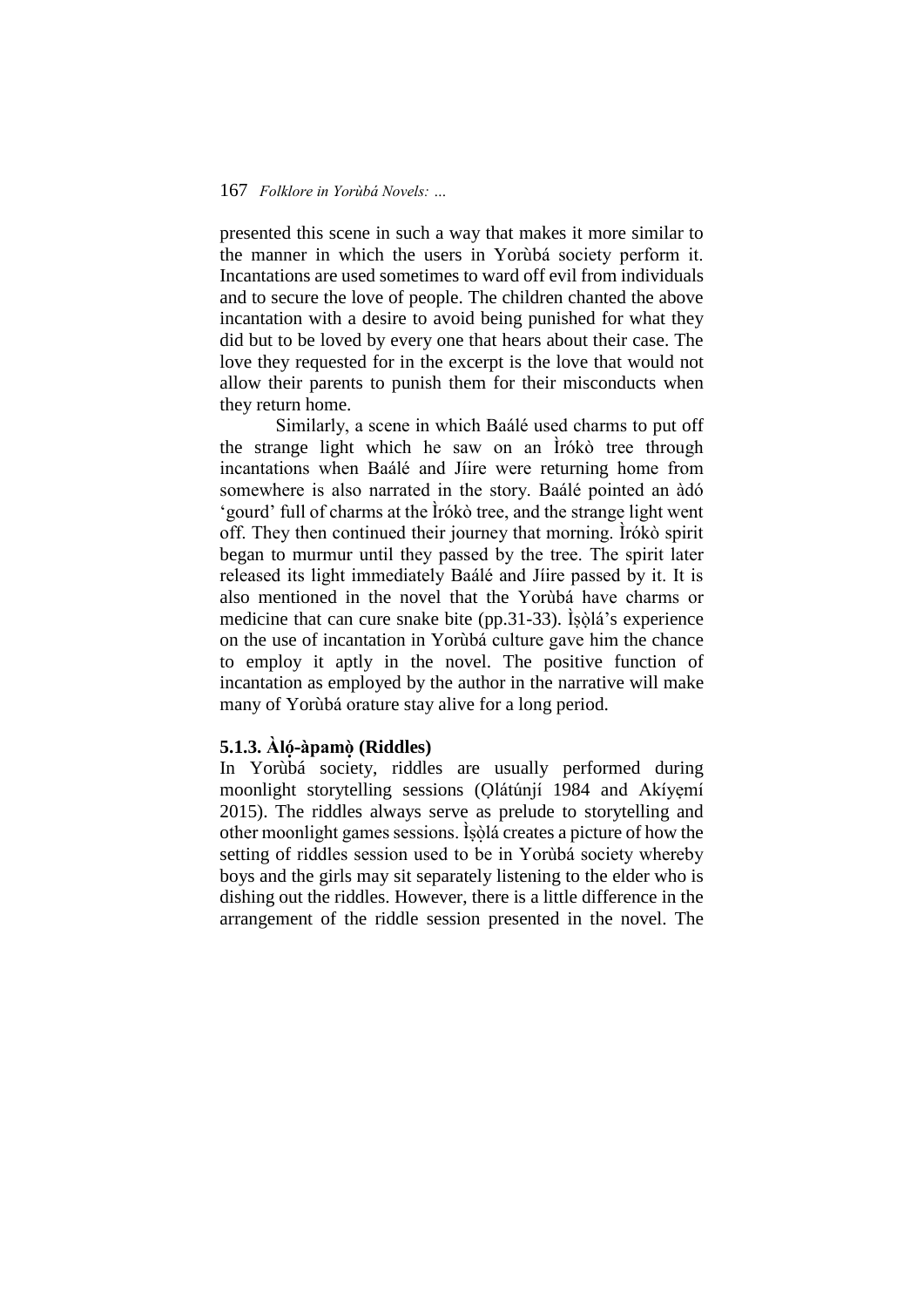presented this scene in such a way that makes it more similar to the manner in which the users in Yorùbá society perform it. Incantations are used sometimes to ward off evil from individuals and to secure the love of people. The children chanted the above incantation with a desire to avoid being punished for what they did but to be loved by every one that hears about their case. The love they requested for in the excerpt is the love that would not allow their parents to punish them for their misconducts when they return home.

Similarly, a scene in which Baálé used charms to put off the strange light which he saw on an Ìrókò tree through incantations when Baálé and Jíire were returning home from somewhere is also narrated in the story. Baálé pointed an àdó 'gourd' full of charms at the Ìrókò tree, and the strange light went off. They then continued their journey that morning. Ìrókò spirit began to murmur until they passed by the tree. The spirit later released its light immediately Baálé and Jíire passed by it. It is also mentioned in the novel that the Yorùbá have charms or medicine that can cure snake bite (pp.31-33). Ìṣọ̀lá's experience on the use of incantation in Yorùbá culture gave him the chance to employ it aptly in the novel. The positive function of incantation as employed by the author in the narrative will make many of Yorùbá orature stay alive for a long period.

### 5.1.3. Àlọ́-àpamọ̀ (Riddles)

In Yorùbá society, riddles are usually performed during moonlight storytelling sessions (Ọlátúnjí 1984 and Akíyẹmí 2015). The riddles always serve as prelude to storytelling and other moonlight games sessions. Ìṣọ̀lá creates a picture of how the setting of riddles session used to be in Yorùbá society whereby boys and the girls may sit separately listening to the elder who is dishing out the riddles. However, there is a little difference in the arrangement of the riddle session presented in the novel. The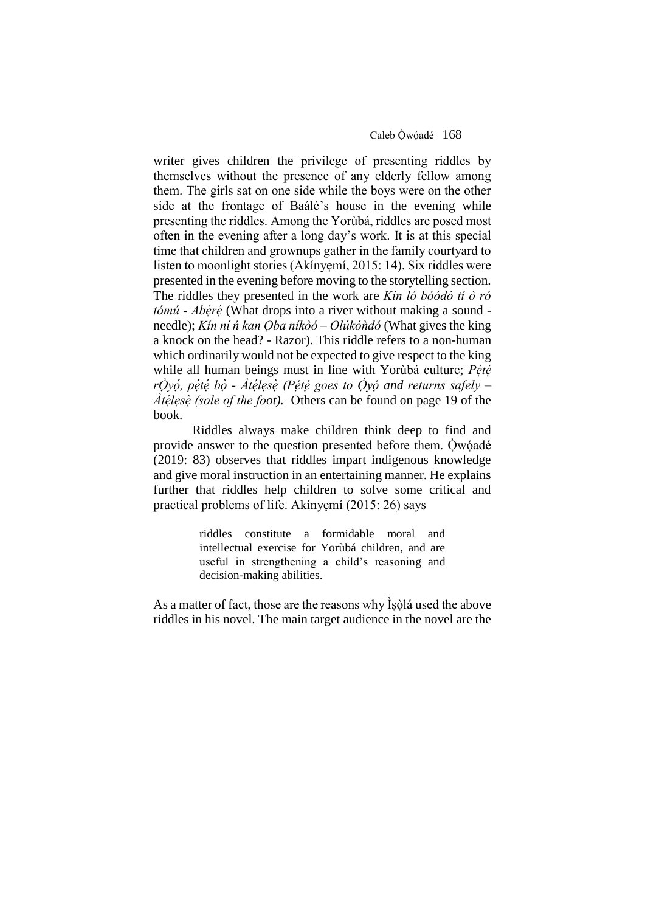writer gives children the privilege of presenting riddles by themselves without the presence of any elderly fellow among them. The girls sat on one side while the boys were on the other side at the frontage of Baálé's house in the evening while presenting the riddles. Among the Yorùbá, riddles are posed most often in the evening after a long day's work. It is at this special time that children and grownups gather in the family courtyard to listen to moonlight stories (Akínyẹmí, 2015: 14). Six riddles were presented in the evening before moving to the storytelling section. The riddles they presented in the work are *Kín ló bóódò tí ò ró tómú - Abẹ́rẹ́* (What drops into a river without making a sound - needle); *Kín ní ń kan Ọba níkòó – Olúkóǹdó* (What gives the king a knock on the head? - Razor). This riddle refers to a non-human which ordinarily would not be expected to give respect to the king while all human beings must in line with Yorùbá culture; *Pẹ́tẹ́ rỌ̀yọ́, pẹ́tẹ́ bọ̀ - Àtẹ́lẹsẹ̀ (Pẹ́tẹ́ goes to Ọ̀yọ́ and returns safely – Àtẹ́lẹsẹ̀ (sole of the foot).* Others can be found on page 19 of the book.

Riddles always make children think deep to find and provide answer to the question presented before them. Ọ̀wọ́adé (2019: 83) observes that riddles impart indigenous knowledge and give moral instruction in an entertaining manner. He explains further that riddles help children to solve some critical and practical problems of life. Akínyẹmí (2015: 26) says

> riddles constitute a formidable moral and intellectual exercise for Yorùbá children, and are useful in strengthening a child's reasoning and decision-making abilities.

As a matter of fact, those are the reasons why Ìṣọ̀lá used the above riddles in his novel. The main target audience in the novel are the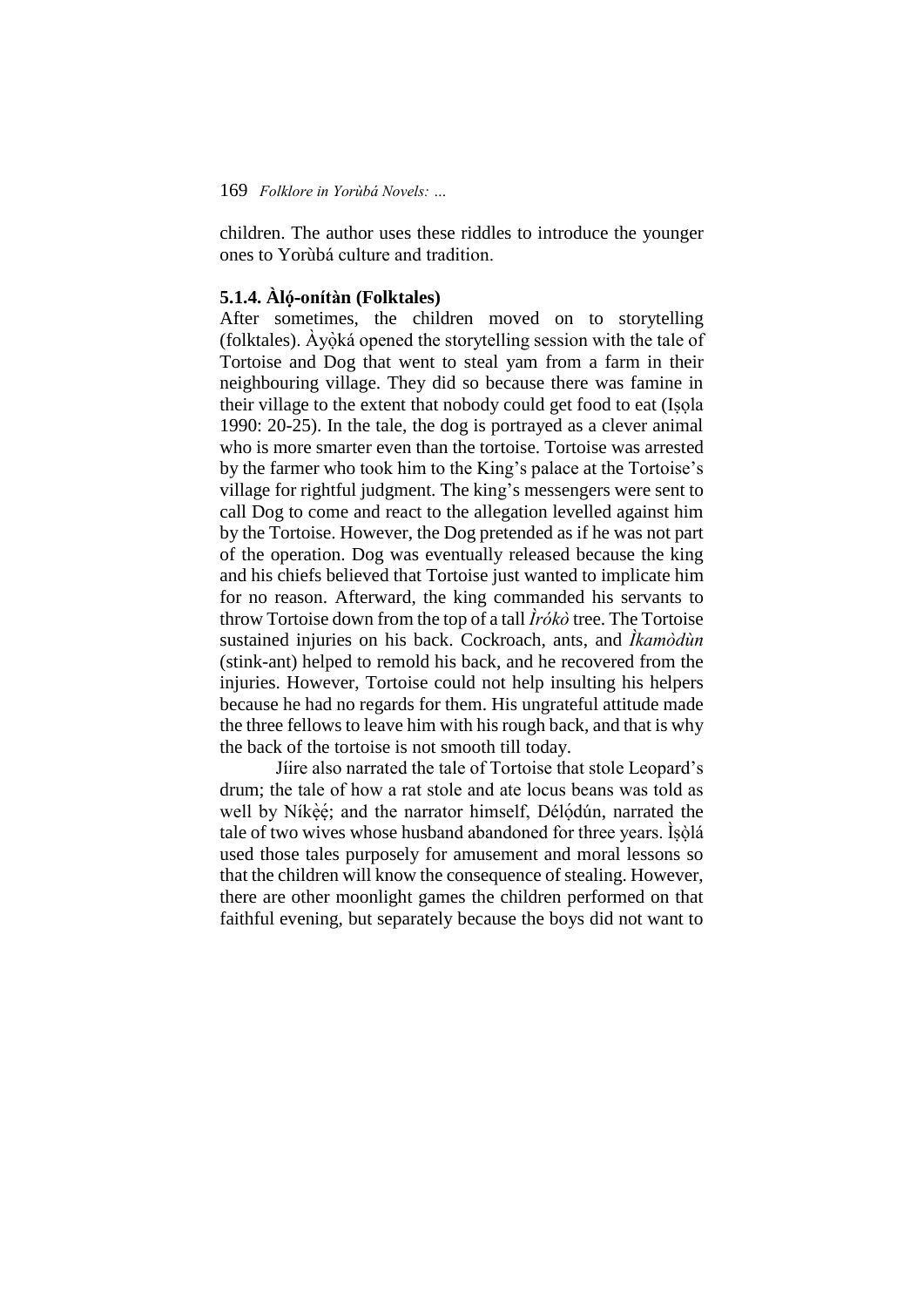children. The author uses these riddles to introduce the younger ones to Yorùbá culture and tradition.

### 5.1.4. Àlọ́-onítàn (Folktales)

After sometimes, the children moved on to storytelling (folktales). Àyọ̀ká opened the storytelling session with the tale of Tortoise and Dog that went to steal yam from a farm in their neighbouring village. They did so because there was famine in their village to the extent that nobody could get food to eat (Iṣọla 1990: 20-25). In the tale, the dog is portrayed as a clever animal who is more smarter even than the tortoise. Tortoise was arrested by the farmer who took him to the King's palace at the Tortoise's village for rightful judgment. The king's messengers were sent to call Dog to come and react to the allegation levelled against him by the Tortoise. However, the Dog pretended as if he was not part of the operation. Dog was eventually released because the king and his chiefs believed that Tortoise just wanted to implicate him for no reason. Afterward, the king commanded his servants to throw Tortoise down from the top of a tall *Ìrókò* tree. The Tortoise sustained injuries on his back. Cockroach, ants, and *Ìkamòdùn* (stink-ant) helped to remold his back, and he recovered from the injuries. However, Tortoise could not help insulting his helpers because he had no regards for them. His ungrateful attitude made the three fellows to leave him with his rough back, and that is why the back of the tortoise is not smooth till today.

Jíire also narrated the tale of Tortoise that stole Leopard's drum; the tale of how a rat stole and ate locus beans was told as well by Níkẹ̀ẹ́; and the narrator himself, Délọ́dún, narrated the tale of two wives whose husband abandoned for three years. Ìṣọ̀lá used those tales purposely for amusement and moral lessons so that the children will know the consequence of stealing. However, there are other moonlight games the children performed on that faithful evening, but separately because the boys did not want to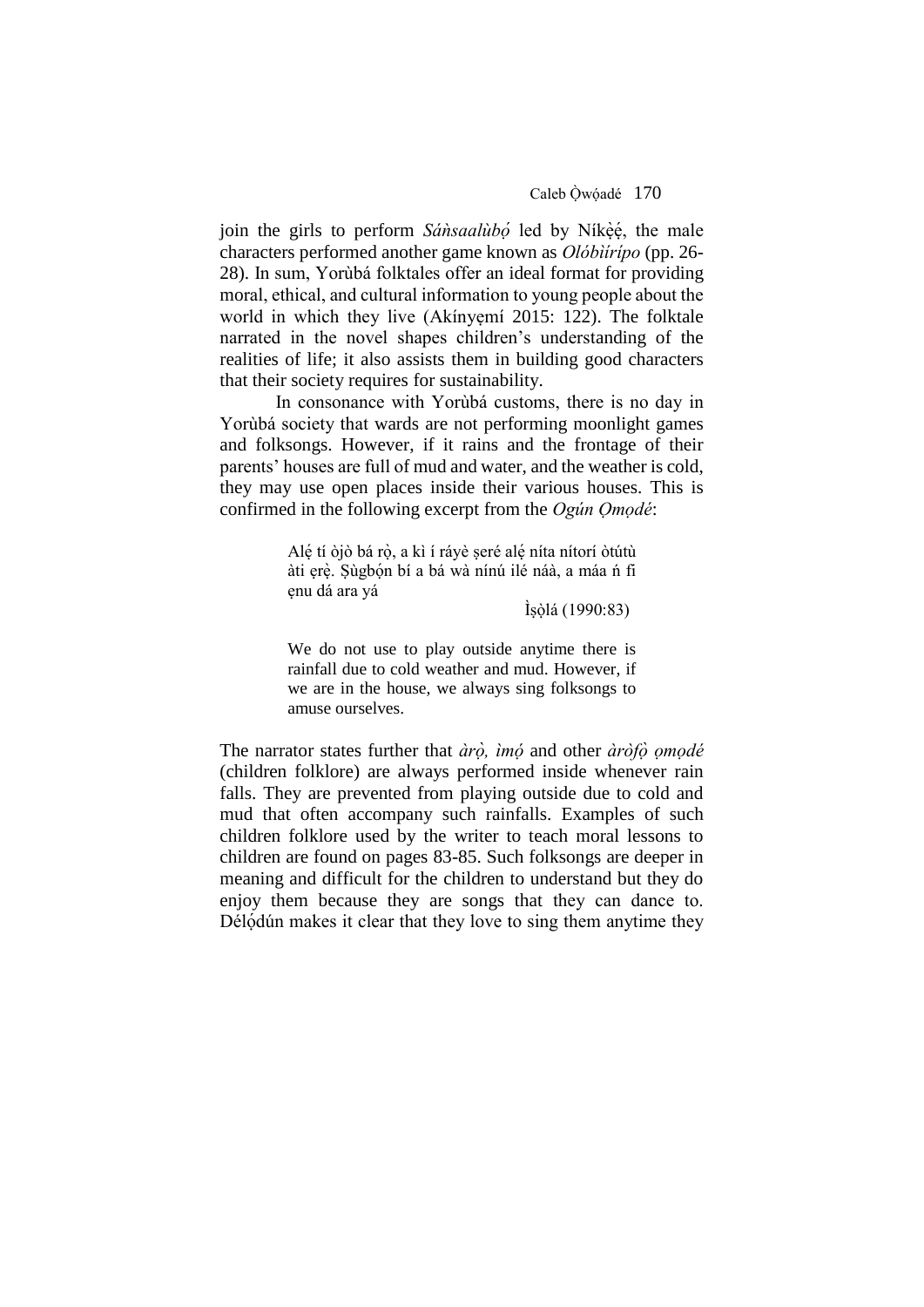join the girls to perform *Sáǹsaalùbọ́* led by Níkẹ̀ẹ́, the male characters performed another game known as *Olóbìírípo* (pp. 26-28). In sum, Yorùbá folktales offer an ideal format for providing moral, ethical, and cultural information to young people about the world in which they live (Akínyẹmí 2015: 122). The folktale narrated in the novel shapes children's understanding of the realities of life; it also assists them in building good characters that their society requires for sustainability.

In consonance with Yorùbá customs, there is no day in Yorùbá society that wards are not performing moonlight games and folksongs. However, if it rains and the frontage of their parents' houses are full of mud and water, and the weather is cold, they may use open places inside their various houses. This is confirmed in the following excerpt from the *Ogún Ọmọdé*:

> Alẹ́ tí òjò bá rọ̀, a kì í ráyè ṣeré alẹ́ níta nítorí òtútù àti ẹrẹ̀. Ṣùgbọ́n bí a bá wà nínú ilé náà, a máa ń fi ẹnu dá ara yá
>
> Ìṣọ̀lá (1990:83)

> We do not use to play outside anytime there is rainfall due to cold weather and mud. However, if we are in the house, we always sing folksongs to amuse ourselves.

The narrator states further that *àrọ̀, ìmọ́* and other *àròfọ̀ ọmọdé* (children folklore) are always performed inside whenever rain falls. They are prevented from playing outside due to cold and mud that often accompany such rainfalls. Examples of such children folklore used by the writer to teach moral lessons to children are found on pages 83-85. Such folksongs are deeper in meaning and difficult for the children to understand but they do enjoy them because they are songs that they can dance to. Délọ́dún makes it clear that they love to sing them anytime they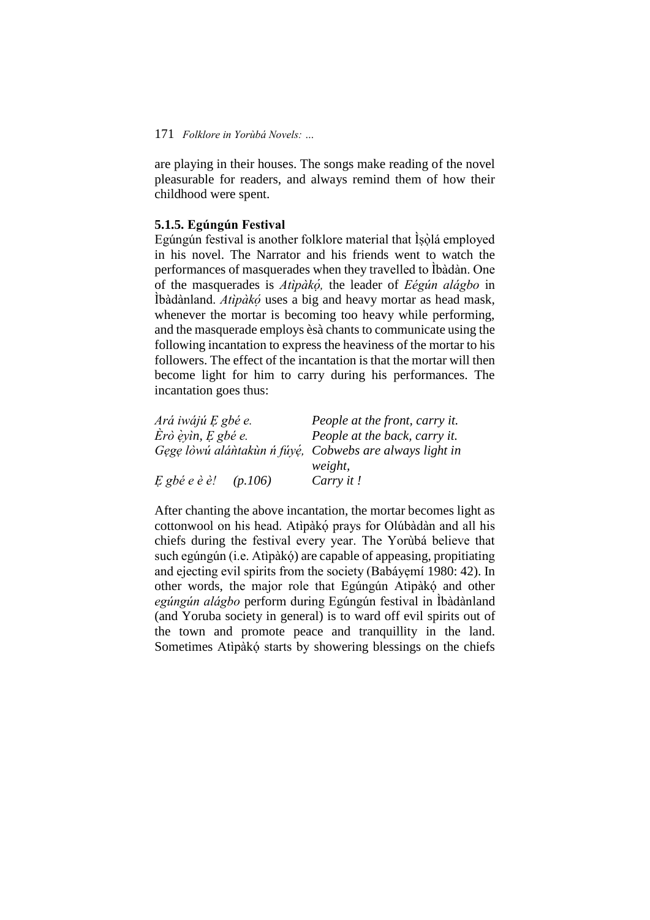are playing in their houses. The songs make reading of the novel pleasurable for readers, and always remind them of how their childhood were spent.

### 5.1.5. Egúngún Festival

Egúngún festival is another folklore material that Ìṣọ̀lá employed in his novel. The Narrator and his friends went to watch the performances of masquerades when they travelled to Ìbàdàn. One of the masquerades is *Atìpàkọ́,* the leader of *Eégún alágbo* in Ìbàdànland. *Atìpàkọ́* uses a big and heavy mortar as head mask, whenever the mortar is becoming too heavy while performing, and the masquerade employs èsà chants to communicate using the following incantation to express the heaviness of the mortar to his followers. The effect of the incantation is that the mortar will then become light for him to carry during his performances. The incantation goes thus:

| | |
|---|---|
| *Ará iwájú Ẹ gbé e.* | *People at the front, carry it.* |
| *Èrò ẹ̀yìn, Ẹ gbé e.* | *People at the back, carry it.* |
| *Gẹgẹ lòwú aláǹtakùn ń fúyẹ́,* | *Cobwebs are always light in weight,* |
| *Ẹ gbé e è è!* (p.106) | *Carry it !* |

After chanting the above incantation, the mortar becomes light as cottonwool on his head. Atìpàkọ́ prays for Olúbàdàn and all his chiefs during the festival every year. The Yorùbá believe that such egúngún (i.e. Atìpàkọ́) are capable of appeasing, propitiating and ejecting evil spirits from the society (Babáyẹmí 1980: 42). In other words, the major role that Egúngún Atìpàkọ́ and other *egúngún alágbo* perform during Egúngún festival in Ìbàdànland (and Yoruba society in general) is to ward off evil spirits out of the town and promote peace and tranquillity in the land. Sometimes Atìpàkọ́ starts by showering blessings on the chiefs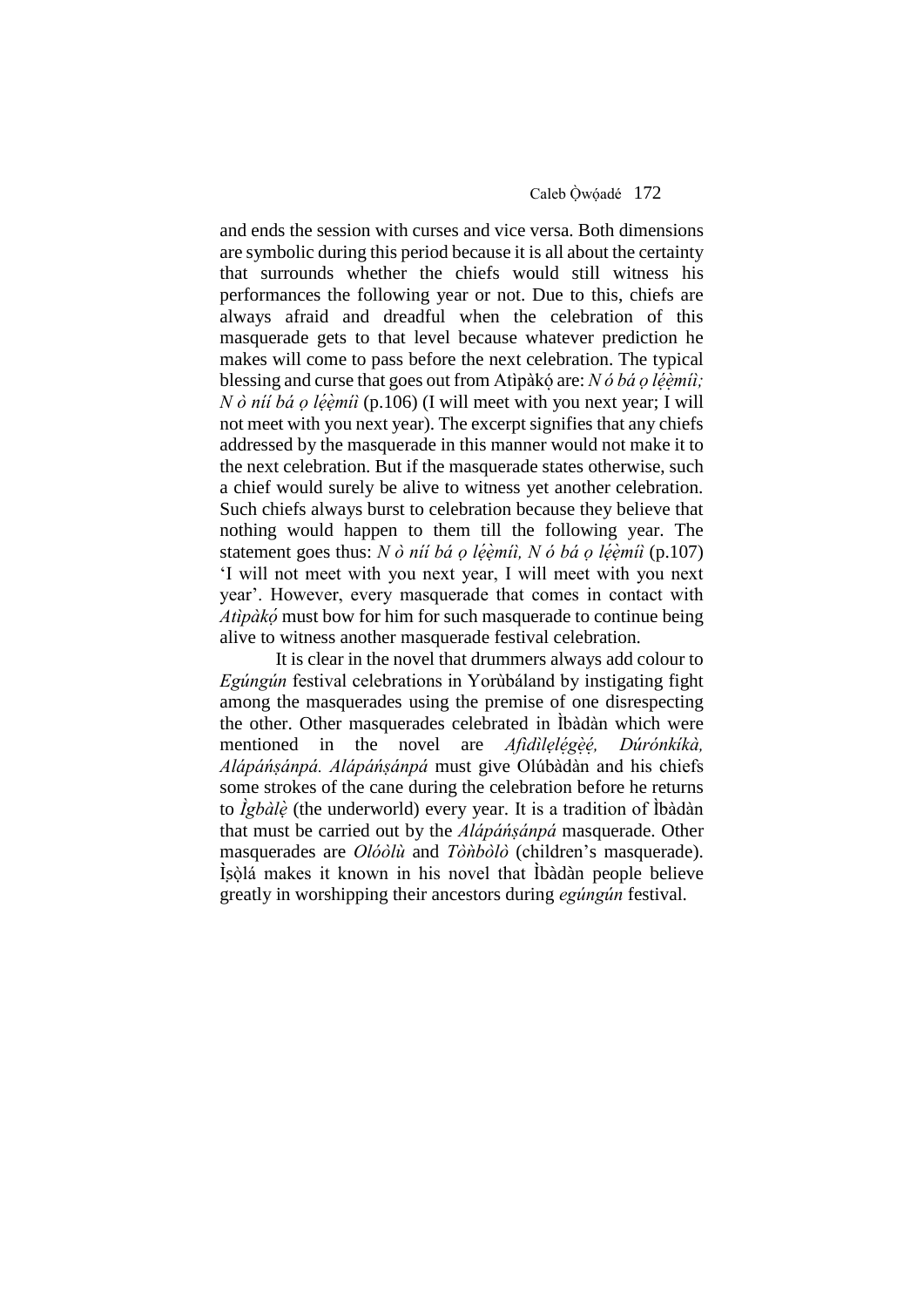and ends the session with curses and vice versa. Both dimensions are symbolic during this period because it is all about the certainty that surrounds whether the chiefs would still witness his performances the following year or not. Due to this, chiefs are always afraid and dreadful when the celebration of this masquerade gets to that level because whatever prediction he makes will come to pass before the next celebration. The typical blessing and curse that goes out from Atìpàkọ́ are: *N ó bá ọ lẹ́ẹ̀míì; N ò níí bá ọ lẹ́ẹ̀míì* (p.106) (I will meet with you next year; I will not meet with you next year). The excerpt signifies that any chiefs addressed by the masquerade in this manner would not make it to the next celebration. But if the masquerade states otherwise, such a chief would surely be alive to witness yet another celebration. Such chiefs always burst to celebration because they believe that nothing would happen to them till the following year. The statement goes thus: *N ò níí bá ọ lẹ́ẹ̀míì, N ó bá ọ lẹ́ẹ̀míì* (p.107) 'I will not meet with you next year, I will meet with you next year'. However, every masquerade that comes in contact with *Atìpàkọ́* must bow for him for such masquerade to continue being alive to witness another masquerade festival celebration.

It is clear in the novel that drummers always add colour to *Egúngún* festival celebrations in Yorùbáland by instigating fight among the masquerades using the premise of one disrespecting the other. Other masquerades celebrated in Ìbàdàn which were mentioned in the novel are *Afìdìlẹlẹ́gẹ̀ẹ́, Dúrónkíkà, Alápáńṣánpá. Alápáńṣánpá* must give Olúbàdàn and his chiefs some strokes of the cane during the celebration before he returns to *Ìgbàlẹ̀* (the underworld) every year. It is a tradition of Ìbàdàn that must be carried out by the *Alápáńṣánpá* masquerade. Other masquerades are *Olóòlù* and *Tòǹbòlò* (children's masquerade). Ìṣọ̀lá makes it known in his novel that Ìbàdàn people believe greatly in worshipping their ancestors during *egúngún* festival.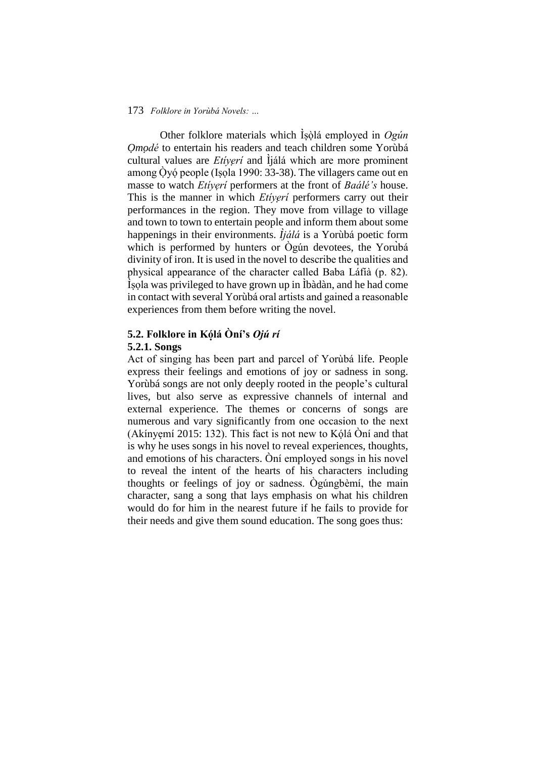Other folklore materials which Ìṣọ̀lá employed in *Ogún Ọmọdé* to entertain his readers and teach children some Yorùbá cultural values are *Etíyẹrí* and Ìjálá which are more prominent among Ọ̀yọ́ people (Iṣọla 1990: 33-38). The villagers came out en masse to watch *Etíyẹrí* performers at the front of *Baálé's* house. This is the manner in which *Etíyẹrí* performers carry out their performances in the region. They move from village to village and town to town to entertain people and inform them about some happenings in their environments. *Ìjálá* is a Yorùbá poetic form which is performed by hunters or Ògún devotees, the Yorùbá divinity of iron. It is used in the novel to describe the qualities and physical appearance of the character called Baba Láfíà (p. 82). Ìṣọla was privileged to have grown up in Ìbàdàn, and he had come in contact with several Yorùbá oral artists and gained a reasonable experiences from them before writing the novel.

### 5.2. Folklore in Kọ́lá Òní's *Ojú rí*

#### 5.2.1. Songs

Act of singing has been part and parcel of Yorùbá life. People express their feelings and emotions of joy or sadness in song. Yorùbá songs are not only deeply rooted in the people's cultural lives, but also serve as expressive channels of internal and external experience. The themes or concerns of songs are numerous and vary significantly from one occasion to the next (Akínyẹmí 2015: 132). This fact is not new to Kọ́lá Òní and that is why he uses songs in his novel to reveal experiences, thoughts, and emotions of his characters. Òní employed songs in his novel to reveal the intent of the hearts of his characters including thoughts or feelings of joy or sadness. Ògúngbèmí, the main character, sang a song that lays emphasis on what his children would do for him in the nearest future if he fails to provide for their needs and give them sound education. The song goes thus: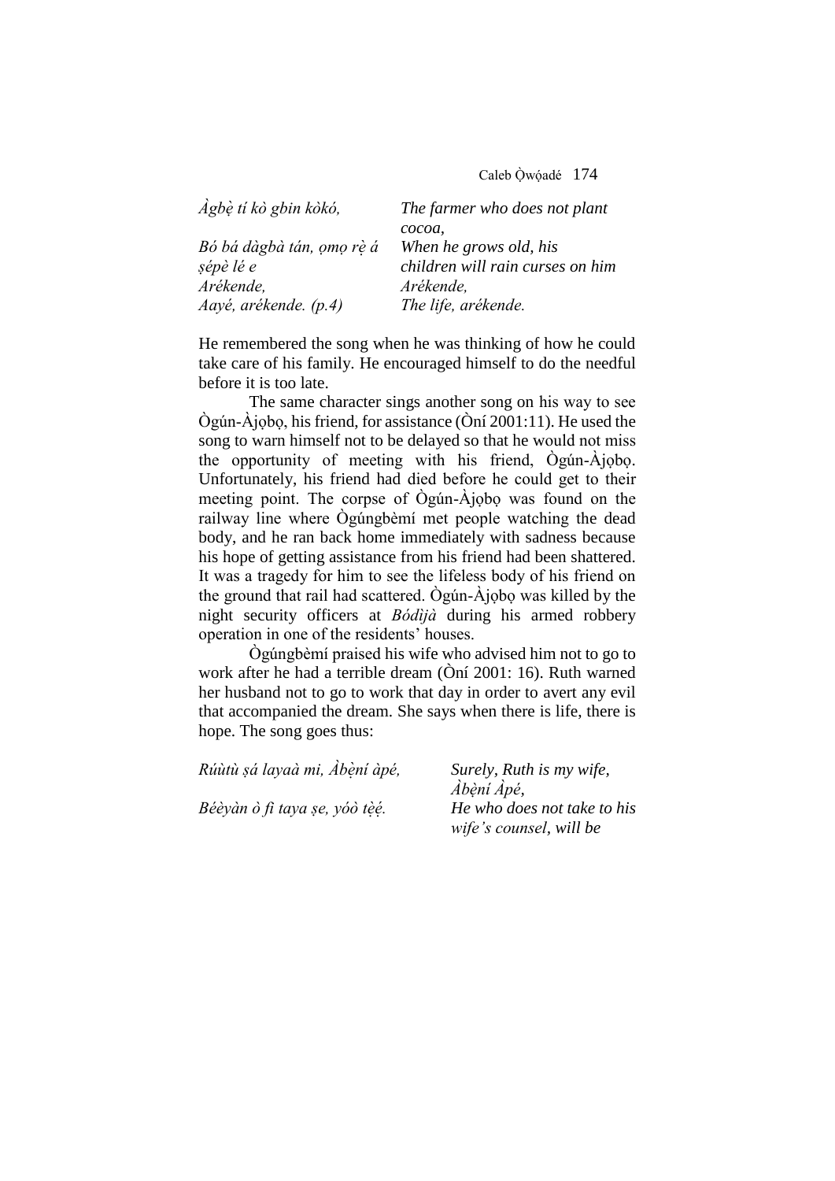| | |
|---|---|
| *Àgbẹ̀ tí kò gbin kòkó,* | *The farmer who does not plant cocoa,* |
| *Bó bá dàgbà tán, ọmọ rẹ̀ á ṣépè lé e* | *When he grows old, his children will rain curses on him* |
| *Arékende,* | *Arékende,* |
| *Aayé, arékende. (p.4)* | *The life, arékende.* |

He remembered the song when he was thinking of how he could take care of his family. He encouraged himself to do the needful before it is too late.

The same character sings another song on his way to see Ògún-Àjọbọ, his friend, for assistance (Òní 2001:11). He used the song to warn himself not to be delayed so that he would not miss the opportunity of meeting with his friend, Ògún-Àjọbọ. Unfortunately, his friend had died before he could get to their meeting point. The corpse of Ògún-Àjọbọ was found on the railway line where Ògúngbèmí met people watching the dead body, and he ran back home immediately with sadness because his hope of getting assistance from his friend had been shattered. It was a tragedy for him to see the lifeless body of his friend on the ground that rail had scattered. Ògún-Àjọbọ was killed by the night security officers at *Bódìjà* during his armed robbery operation in one of the residents' houses.

Ògúngbèmí praised his wife who advised him not to go to work after he had a terrible dream (Òní 2001: 16). Ruth warned her husband not to go to work that day in order to avert any evil that accompanied the dream. She says when there is life, there is hope. The song goes thus:

| | |
|---|---|
| *Rúùtù ṣá layaà mi, Àbẹ̀ní àpé,* | *Surely, Ruth is my wife, Àbẹ̀ní Àpé,* |
| *Béèyàn ò fi taya ṣe, yóò tẹ̀ẹ́.* | *He who does not take to his wife's counsel, will be* |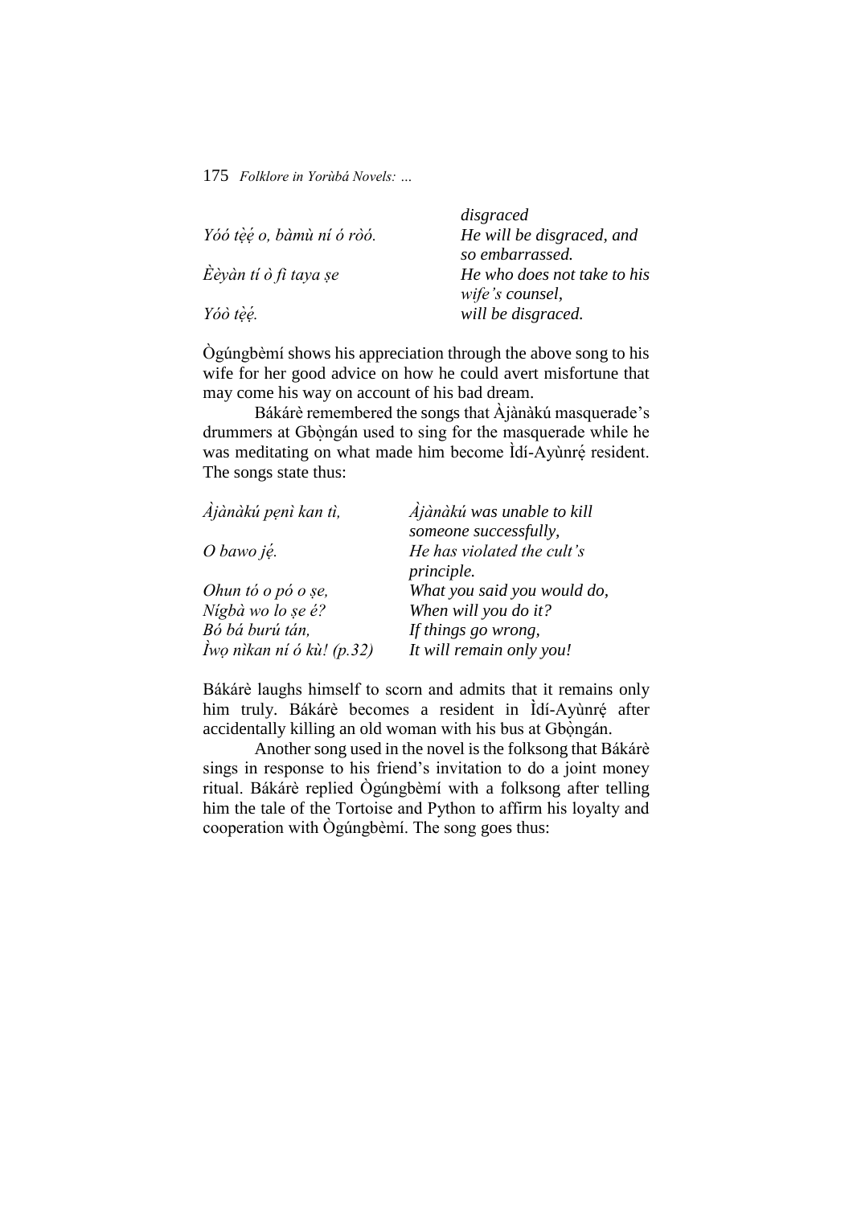| | disgraced |
|---|---|
| *Yóó tẹ́ẹ́ o, bàmù ní ó ròó.* | *He will be disgraced, and so embarrassed.* |
| *Èèyàn tí ò fi taya ṣe* | *He who does not take to his wife's counsel,* |
| *Yóò tẹ́ẹ́.* | *will be disgraced.* |

Ògúngbèmí shows his appreciation through the above song to his wife for her good advice on how he could avert misfortune that may come his way on account of his bad dream.

Bákárè remembered the songs that Àjànàkú masquerade's drummers at Gbọ̀ngán used to sing for the masquerade while he was meditating on what made him become Ìdí-Ayùnrẹ́ resident. The songs state thus:

| | |
|---|---|
| *Àjànàkú pẹnì kan tì,* | *Àjànàkú was unable to kill someone successfully,* |
| *O bawo jẹ́.* | *He has violated the cult's principle.* |
| *Ohun tó o pó o ṣe,* | *What you said you would do,* |
| *Nígbà wo lo ṣe é?* | *When will you do it?* |
| *Bó bá burú tán,* | *If things go wrong,* |
| *Ìwọ nìkan ní ó kù! (p.32)* | *It will remain only you!* |

Bákárè laughs himself to scorn and admits that it remains only him truly. Bákárè becomes a resident in Ìdí-Ayùnrẹ́ after accidentally killing an old woman with his bus at Gbọ̀ngán.

Another song used in the novel is the folksong that Bákárè sings in response to his friend's invitation to do a joint money ritual. Bákárè replied Ògúngbèmí with a folksong after telling him the tale of the Tortoise and Python to affirm his loyalty and cooperation with Ògúngbèmí. The song goes thus: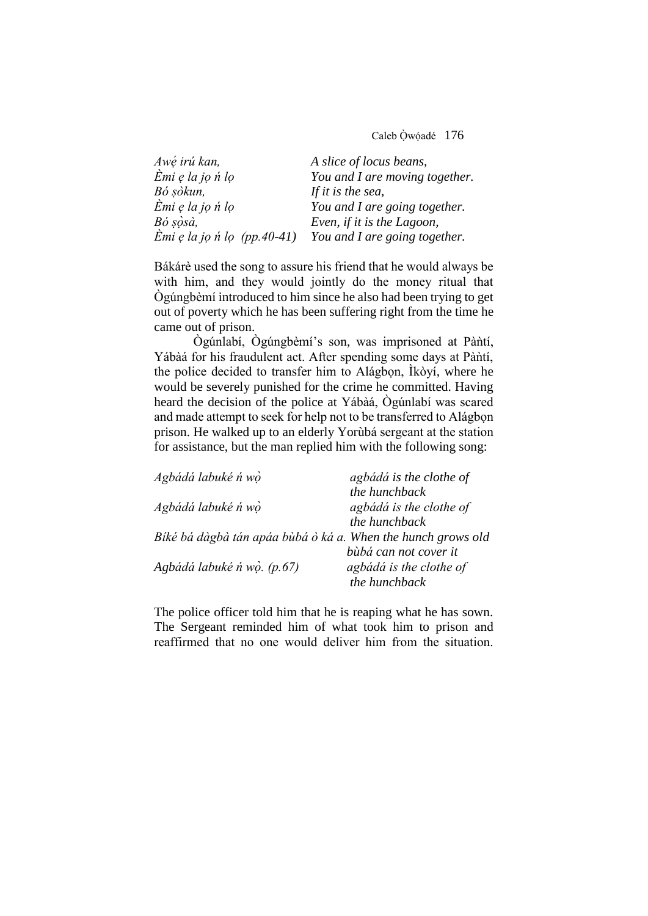| | |
|---|---|
| *Awẹ́ irú kan,* | *A slice of locus beans,* |
| *Èmi ẹ la jọ ń lọ* | *You and I are moving together.* |
| *Bó ṣòkun,* | *If it is the sea,* |
| *Èmi ẹ la jọ ń lọ* | *You and I are going together.* |
| *Bó ṣọ̀sà,* | *Even, if it is the Lagoon,* |
| *Èmi ẹ la jọ ń lọ (pp.40-41)* | *You and I are going together.* |

Bákárè used the song to assure his friend that he would always be with him, and they would jointly do the money ritual that Ògúngbèmí introduced to him since he also had been trying to get out of poverty which he has been suffering right from the time he came out of prison.

Ògúnlabí, Ògúngbèmí's son, was imprisoned at Pàǹtí, Yábàá for his fraudulent act. After spending some days at Pàǹtí, the police decided to transfer him to Alágbọn, Ìkòyí, where he would be severely punished for the crime he committed. Having heard the decision of the police at Yábàá, Ògúnlabí was scared and made attempt to seek for help not to be transferred to Alágbọn prison. He walked up to an elderly Yorùbá sergeant at the station for assistance, but the man replied him with the following song:

| | |
|---|---|
| *Agbádá labuké ń wọ̀* | *agbádá is the clothe of the hunchback* |
| *Agbádá labuké ń wọ̀* | *agbádá is the clothe of the hunchback* |
| *Bíké bá dàgbà tán apáa bùbá ò ká a.* | *When the hunch grows old bùbá can not cover it* |
| *Agbádá labuké ń wọ̀. (p.67)* | *agbádá is the clothe of the hunchback* |

The police officer told him that he is reaping what he has sown. The Sergeant reminded him of what took him to prison and reaffirmed that no one would deliver him from the situation.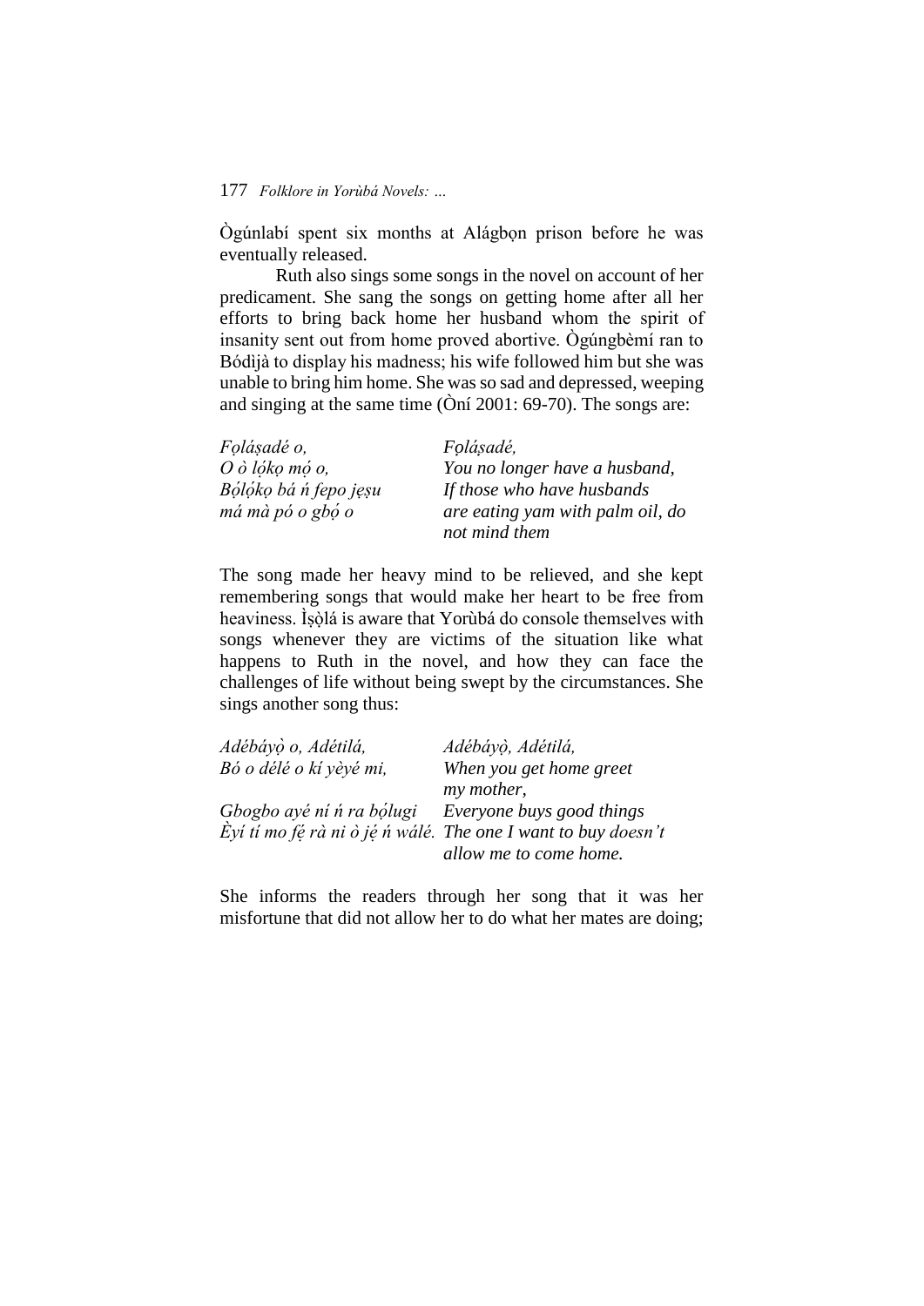Ògúnlabí spent six months at Alágbọn prison before he was eventually released.

Ruth also sings some songs in the novel on account of her predicament. She sang the songs on getting home after all her efforts to bring back home her husband whom the spirit of insanity sent out from home proved abortive. Ògúngbèmí ran to Bódìjà to display his madness; his wife followed him but she was unable to bring him home. She was so sad and depressed, weeping and singing at the same time (Òní 2001: 69-70). The songs are:

| | |
|---|---|
| *Fọláṣadé o,* | *Fọláṣadé,* |
| *O ò lọ́kọ mọ́ o,* | *You no longer have a husband,* |
| *Bọ́lọ́kọ bá ń fepo jẹṣu* | *If those who have husbands* |
| *má mà pó o gbọ́ o* | *are eating yam with palm oil, do not mind them* |

The song made her heavy mind to be relieved, and she kept remembering songs that would make her heart to be free from heaviness. Ìṣọ̀lá is aware that Yorùbá do console themselves with songs whenever they are victims of the situation like what happens to Ruth in the novel, and how they can face the challenges of life without being swept by the circumstances. She sings another song thus:

| | |
|---|---|
| *Adébáyọ̀ o, Adétilá,* | *Adébáyọ̀, Adétilá,* |
| *Bó o délé o kí yèyé mi,* | *When you get home greet my mother,* |
| *Gbogbo ayé ní ń ra bọ́lugi* | *Everyone buys good things* |
| *Èyí tí mo fẹ́ rà ni ò jẹ́ ń wálé.* | *The one I want to buy doesn't allow me to come home.* |

She informs the readers through her song that it was her misfortune that did not allow her to do what her mates are doing;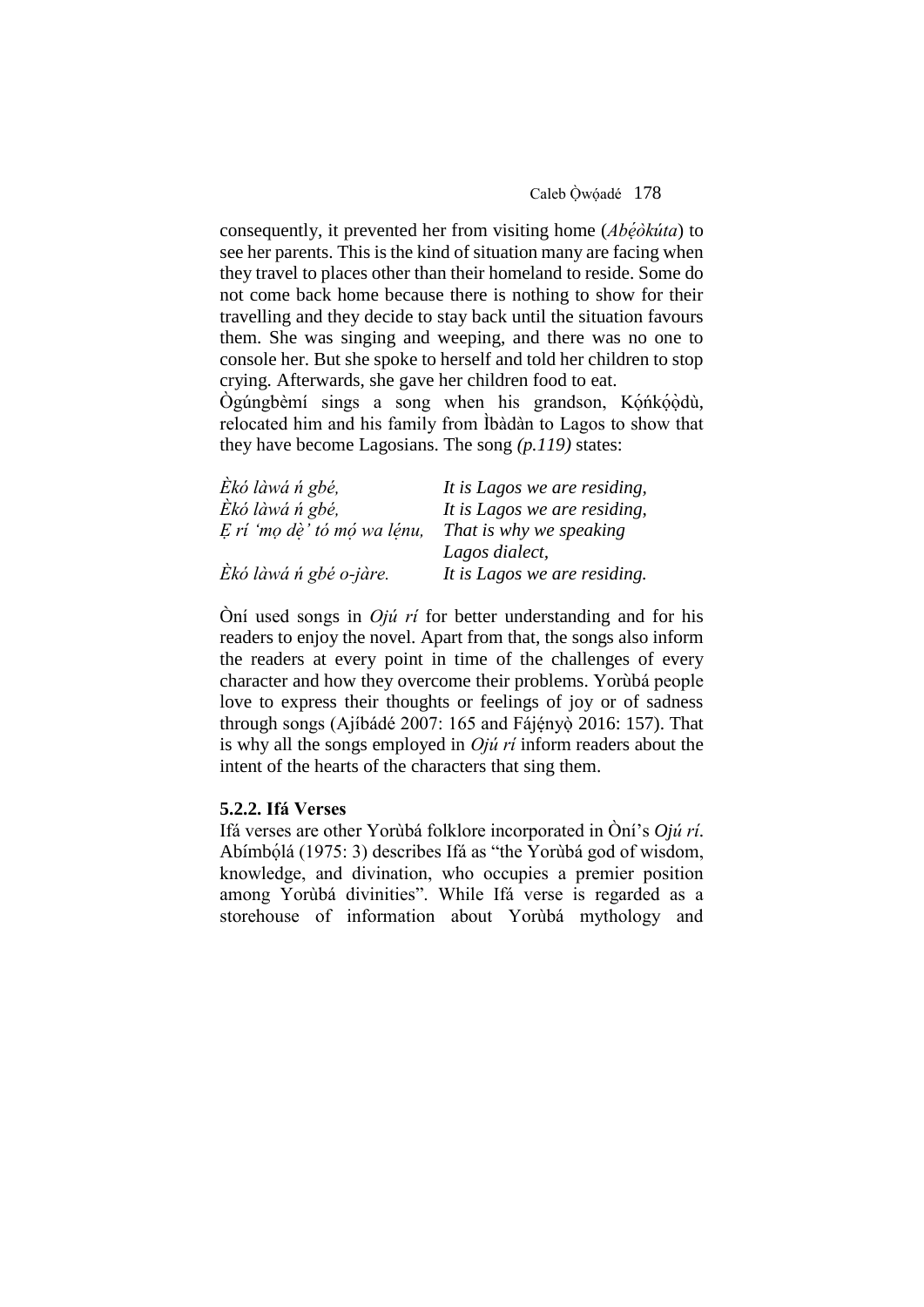consequently, it prevented her from visiting home (*Abẹ́òkúta*) to see her parents. This is the kind of situation many are facing when they travel to places other than their homeland to reside. Some do not come back home because there is nothing to show for their travelling and they decide to stay back until the situation favours them. She was singing and weeping, and there was no one to console her. But she spoke to herself and told her children to stop crying. Afterwards, she gave her children food to eat.
Ògúngbèmí sings a song when his grandson, Kọ́ńkọ̀ọ̀dù, relocated him and his family from Ìbàdàn to Lagos to show that they have become Lagosians. The song *(p.119)* states:

| | |
|---|---|
| *Èkó làwá ń gbé,* | *It is Lagos we are residing,* |
| *Èkó làwá ń gbé,* | *It is Lagos we are residing,* |
| *Ẹ rí 'mọ dè' tó mọ́ wa lẹ́nu,* | *That is why we speaking Lagos dialect,* |
| *Èkó làwá ń gbé o-jàre.* | *It is Lagos we are residing.* |

Òní used songs in *Ojú rí* for better understanding and for his readers to enjoy the novel. Apart from that, the songs also inform the readers at every point in time of the challenges of every character and how they overcome their problems. Yorùbá people love to express their thoughts or feelings of joy or of sadness through songs (Ajíbádé 2007: 165 and Fájẹ́nyọ̀ 2016: 157). That is why all the songs employed in *Ojú rí* inform readers about the intent of the hearts of the characters that sing them.

**5.2.2. Ifá Verses**

Ifá verses are other Yorùbá folklore incorporated in Òní's *Ojú rí*. Abímbọ́lá (1975: 3) describes Ifá as "the Yorùbá god of wisdom, knowledge, and divination, who occupies a premier position among Yorùbá divinities". While Ifá verse is regarded as a storehouse of information about Yorùbá mythology and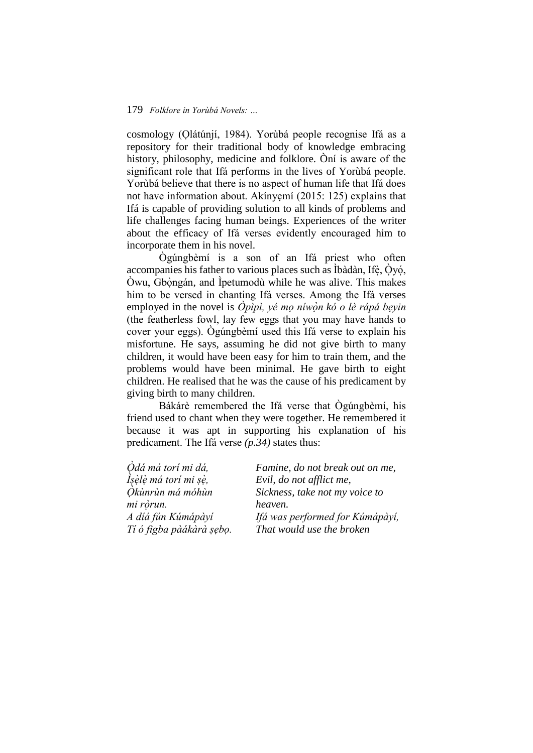cosmology (Ọlátúnjí, 1984). Yorùbá people recognise Ifá as a repository for their traditional body of knowledge embracing history, philosophy, medicine and folklore. Òní is aware of the significant role that Ifá performs in the lives of Yorùbá people. Yorùbá believe that there is no aspect of human life that Ifá does not have information about. Akínyẹmí (2015: 125) explains that Ifá is capable of providing solution to all kinds of problems and life challenges facing human beings. Experiences of the writer about the efficacy of Ifá verses evidently encouraged him to incorporate them in his novel.

Ògúngbèmí is a son of an Ifá priest who often accompanies his father to various places such as Ìbàdàn, Ifẹ̀, Ọ̀yọ́, Òwu, Gbọ̀ngán, and Ìpetumodù while he was alive. This makes him to be versed in chanting Ifá verses. Among the Ifá verses employed in the novel is *Òpìpì, yé mọ níwọ̀n kó o lè rápá bẹyin* (the featherless fowl, lay few eggs that you may have hands to cover your eggs). Ògúngbèmí used this Ifá verse to explain his misfortune. He says, assuming he did not give birth to many children, it would have been easy for him to train them, and the problems would have been minimal. He gave birth to eight children. He realised that he was the cause of his predicament by giving birth to many children.

Bákárè remembered the Ifá verse that Ògúngbèmí, his friend used to chant when they were together. He remembered it because it was apt in supporting his explanation of his predicament. The Ifá verse *(p.34)* states thus:

| | |
|---|---|
| *Ọ̀dá má torí mi dá,* | *Famine, do not break out on me,* |
| *Ìṣẹ̀lẹ̀ má torí mi ṣẹ̀,* | *Evil, do not afflict me,* |
| *Ọ̀kùnrùn má móhùn mi rọ̀run.* | *Sickness, take not my voice to heaven.* |
| *A díá fún Kúmápàyí* | *Ifá was performed for Kúmápàyí,* |
| *Tí ó fìgba pàákàrà ṣẹbọ.* | *That would use the broken* |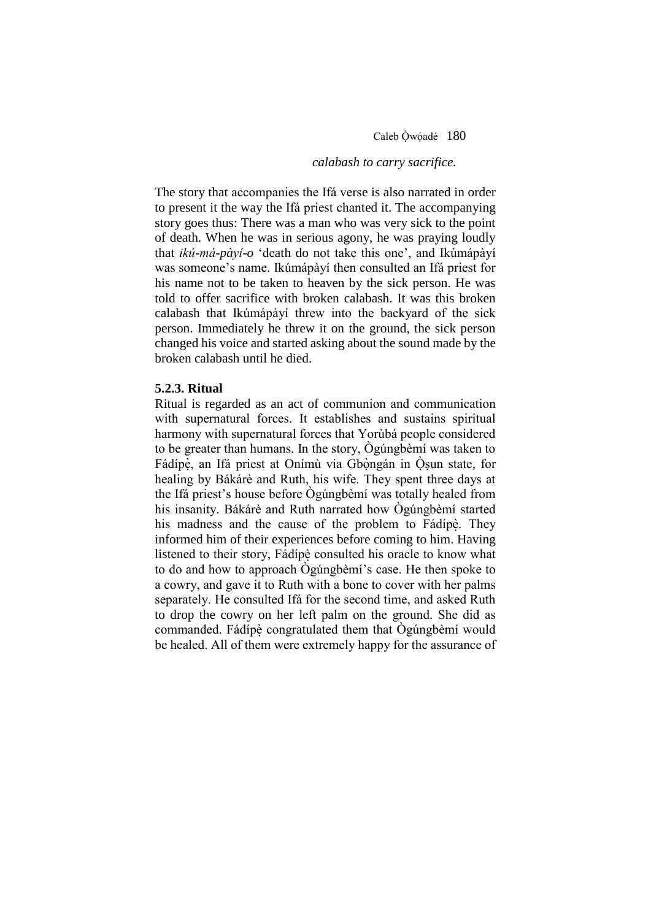*calabash to carry sacrifice.*

The story that accompanies the Ifá verse is also narrated in order to present it the way the Ifá priest chanted it. The accompanying story goes thus: There was a man who was very sick to the point of death. When he was in serious agony, he was praying loudly that *ikú-má-pàyí-o* 'death do not take this one', and Ikúmápàyí was someone's name. Ikúmápàyí then consulted an Ifá priest for his name not to be taken to heaven by the sick person. He was told to offer sacrifice with broken calabash. It was this broken calabash that Ikúmápàyí threw into the backyard of the sick person. Immediately he threw it on the ground, the sick person changed his voice and started asking about the sound made by the broken calabash until he died.

### 5.2.3. Ritual

Ritual is regarded as an act of communion and communication with supernatural forces. It establishes and sustains spiritual harmony with supernatural forces that Yorùbá people considered to be greater than humans. In the story, Ògúngbèmí was taken to Fádípẹ̀, an Ifá priest at Onímù via Gbọ̀ngán in Ọ̀ṣun state, for healing by Bákárè and Ruth, his wife. They spent three days at the Ifá priest's house before Ògúngbèmí was totally healed from his insanity. Bákárè and Ruth narrated how Ògúngbèmí started his madness and the cause of the problem to Fádípẹ̀. They informed him of their experiences before coming to him. Having listened to their story, Fádípẹ̀ consulted his oracle to know what to do and how to approach Ògúngbèmí's case. He then spoke to a cowry, and gave it to Ruth with a bone to cover with her palms separately. He consulted Ifá for the second time, and asked Ruth to drop the cowry on her left palm on the ground. She did as commanded. Fádípẹ̀ congratulated them that Ògúngbèmí would be healed. All of them were extremely happy for the assurance of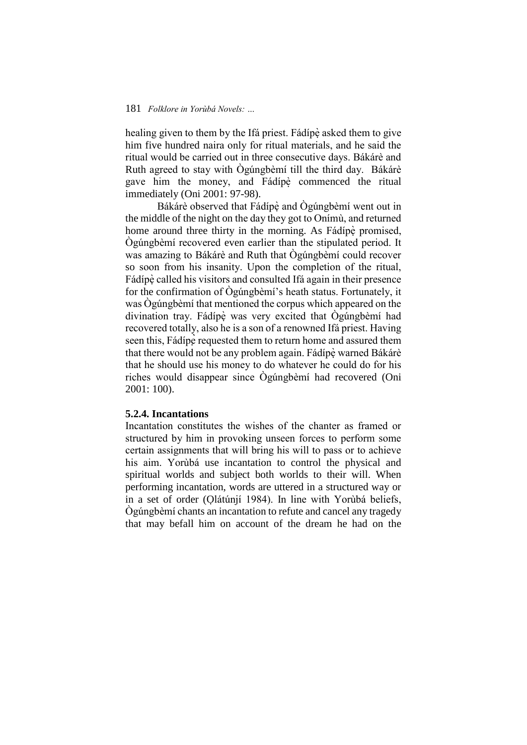healing given to them by the Ifá priest. Fádípẹ̀ asked them to give him five hundred naira only for ritual materials, and he said the ritual would be carried out in three consecutive days. Bákárè and Ruth agreed to stay with Ògúngbèmí till the third day. Bákárè gave him the money, and Fádípẹ̀ commenced the ritual immediately (Oni 2001: 97-98).

Bákárè observed that Fádípẹ̀ and Ògúngbèmí went out in the middle of the night on the day they got to Onímù, and returned home around three thirty in the morning. As Fádípẹ̀ promised, Ògúngbèmí recovered even earlier than the stipulated period. It was amazing to Bákárè and Ruth that Ògúngbèmí could recover so soon from his insanity. Upon the completion of the ritual, Fádípẹ̀ called his visitors and consulted Ifá again in their presence for the confirmation of Ògúngbèmí's heath status. Fortunately, it was Ògúngbèmí that mentioned the corpus which appeared on the divination tray. Fádípẹ̀ was very excited that Ògúngbèmí had recovered totally, also he is a son of a renowned Ifá priest. Having seen this, Fádípẹ̀ requested them to return home and assured them that there would not be any problem again. Fádípẹ̀ warned Bákárè that he should use his money to do whatever he could do for his riches would disappear since Ògúngbèmí had recovered (Oni 2001: 100).

### 5.2.4. Incantations

Incantation constitutes the wishes of the chanter as framed or structured by him in provoking unseen forces to perform some certain assignments that will bring his will to pass or to achieve his aim. Yorùbá use incantation to control the physical and spiritual worlds and subject both worlds to their will. When performing incantation, words are uttered in a structured way or in a set of order (Ọlátúnjí 1984). In line with Yorùbá beliefs, Ògúngbèmí chants an incantation to refute and cancel any tragedy that may befall him on account of the dream he had on the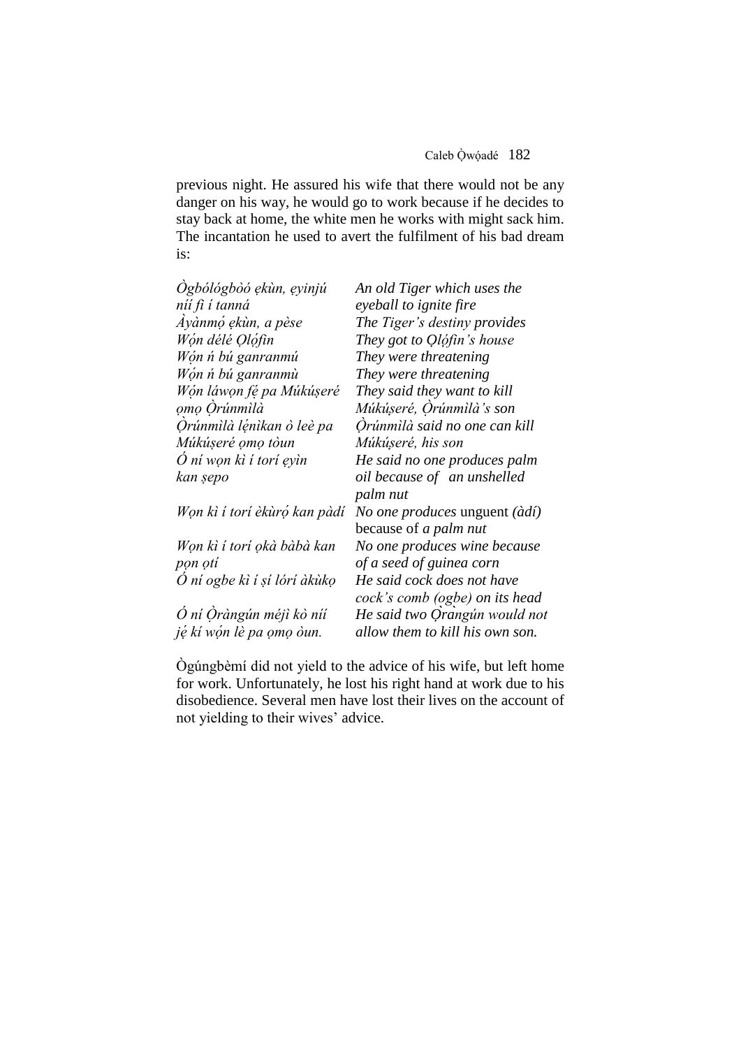previous night. He assured his wife that there would not be any danger on his way, he would go to work because if he decides to stay back at home, the white men he works with might sack him. The incantation he used to avert the fulfilment of his bad dream is:

| | |
|---|---|
| *Ògbólógbòó ẹkùn, ẹyinjú níí fi í tanná* | *An old Tiger which uses the eyeball to ignite fire* |
| *Àyànmọ́ ẹkùn, a pèse* | *The Tiger's destiny provides* |
| *Wọ́n délé Ọlọ́fin* | *They got to Ọlọ́fin's house* |
| *Wọ́n ń bú ganranmú* | *They were threatening* |
| *Wọ́n ń bú ganranmù* | *They were threatening* |
| *Wọ́n láwọn fẹ́ pa Múkúṣeré ọmọ Ọ̀rúnmìlà* | *They said they want to kill Múkúṣeré, Ọ̀rúnmìlà's son* |
| *Ọ̀rúnmìlà lẹ́nìkan ò leè pa Múkúṣeré ọmọ tòun* | *Ọ̀rúnmìlà said no one can kill Múkúṣeré, his son* |
| *Ó ní wọn kì í torí ẹyìn kan ṣepo* | *He said no one produces palm oil because of an unshelled palm nut* |
| *Wọn kì í torí èkùrọ́ kan pàdí* | *No one produces* unguent *(àdí)* because of *a palm nut* |
| *Wọn kì í torí ọkà bàbà kan pọn ọtí* | *No one produces wine because of a seed of guinea corn* |
| *Ó ní ogbe kì í ṣí lórí àkùkọ* | *He said cock does not have cock's comb (ogbe) on its head* |
| *Ó ní Ọ̀ràngún méjì kò níí jẹ́ kí wọ́n lè pa ọmọ òun.* | *He said two Ọràngún would not allow them to kill his own son.* |

Ògúngbèmí did not yield to the advice of his wife, but left home for work. Unfortunately, he lost his right hand at work due to his disobedience. Several men have lost their lives on the account of not yielding to their wives' advice.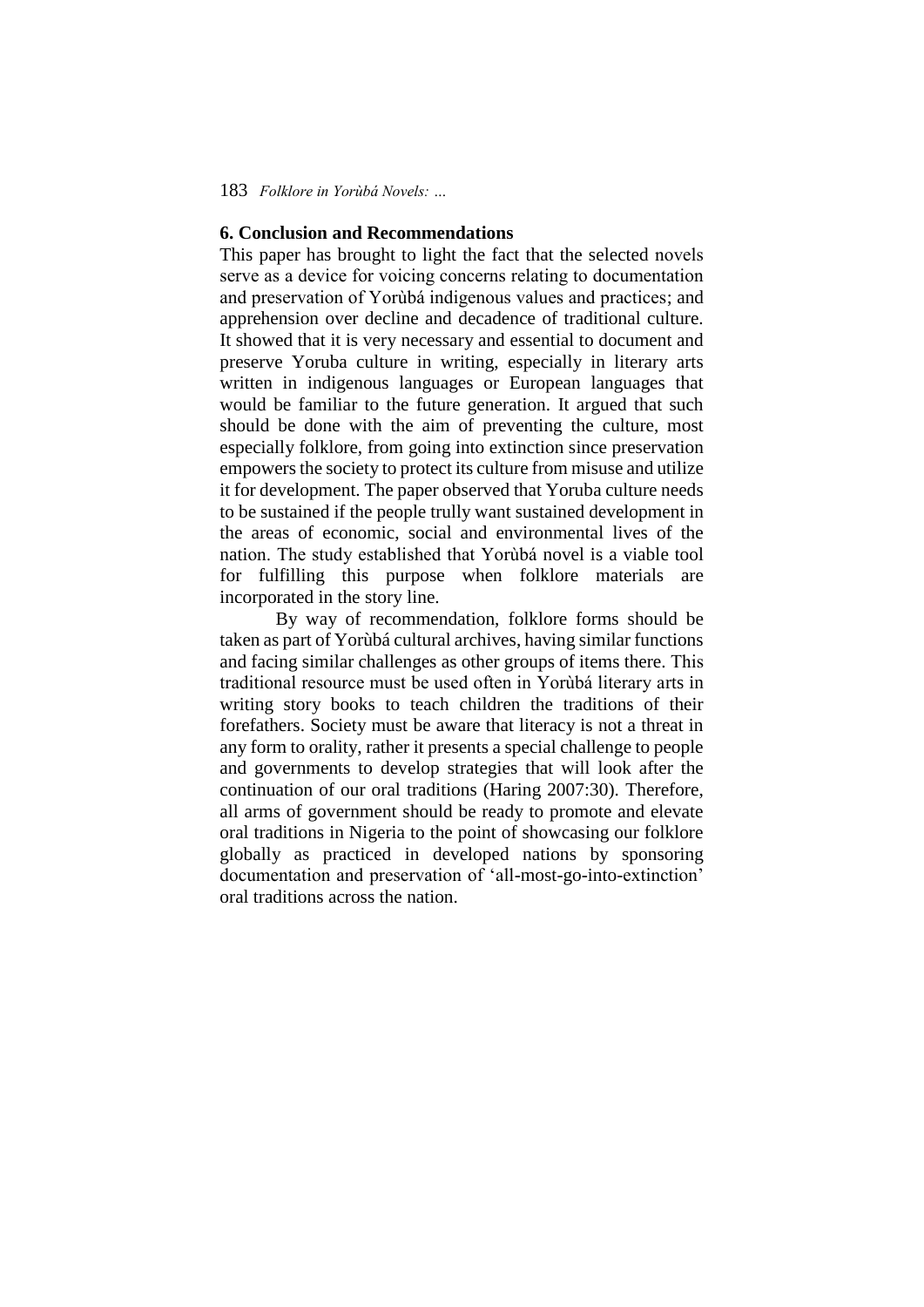## 6. Conclusion and Recommendations

This paper has brought to light the fact that the selected novels serve as a device for voicing concerns relating to documentation and preservation of Yorùbá indigenous values and practices; and apprehension over decline and decadence of traditional culture. It showed that it is very necessary and essential to document and preserve Yoruba culture in writing, especially in literary arts written in indigenous languages or European languages that would be familiar to the future generation. It argued that such should be done with the aim of preventing the culture, most especially folklore, from going into extinction since preservation empowers the society to protect its culture from misuse and utilize it for development. The paper observed that Yoruba culture needs to be sustained if the people trully want sustained development in the areas of economic, social and environmental lives of the nation. The study established that Yorùbá novel is a viable tool for fulfilling this purpose when folklore materials are incorporated in the story line.

By way of recommendation, folklore forms should be taken as part of Yorùbá cultural archives, having similar functions and facing similar challenges as other groups of items there. This traditional resource must be used often in Yorùbá literary arts in writing story books to teach children the traditions of their forefathers. Society must be aware that literacy is not a threat in any form to orality, rather it presents a special challenge to people and governments to develop strategies that will look after the continuation of our oral traditions (Haring 2007:30). Therefore, all arms of government should be ready to promote and elevate oral traditions in Nigeria to the point of showcasing our folklore globally as practiced in developed nations by sponsoring documentation and preservation of 'all-most-go-into-extinction' oral traditions across the nation.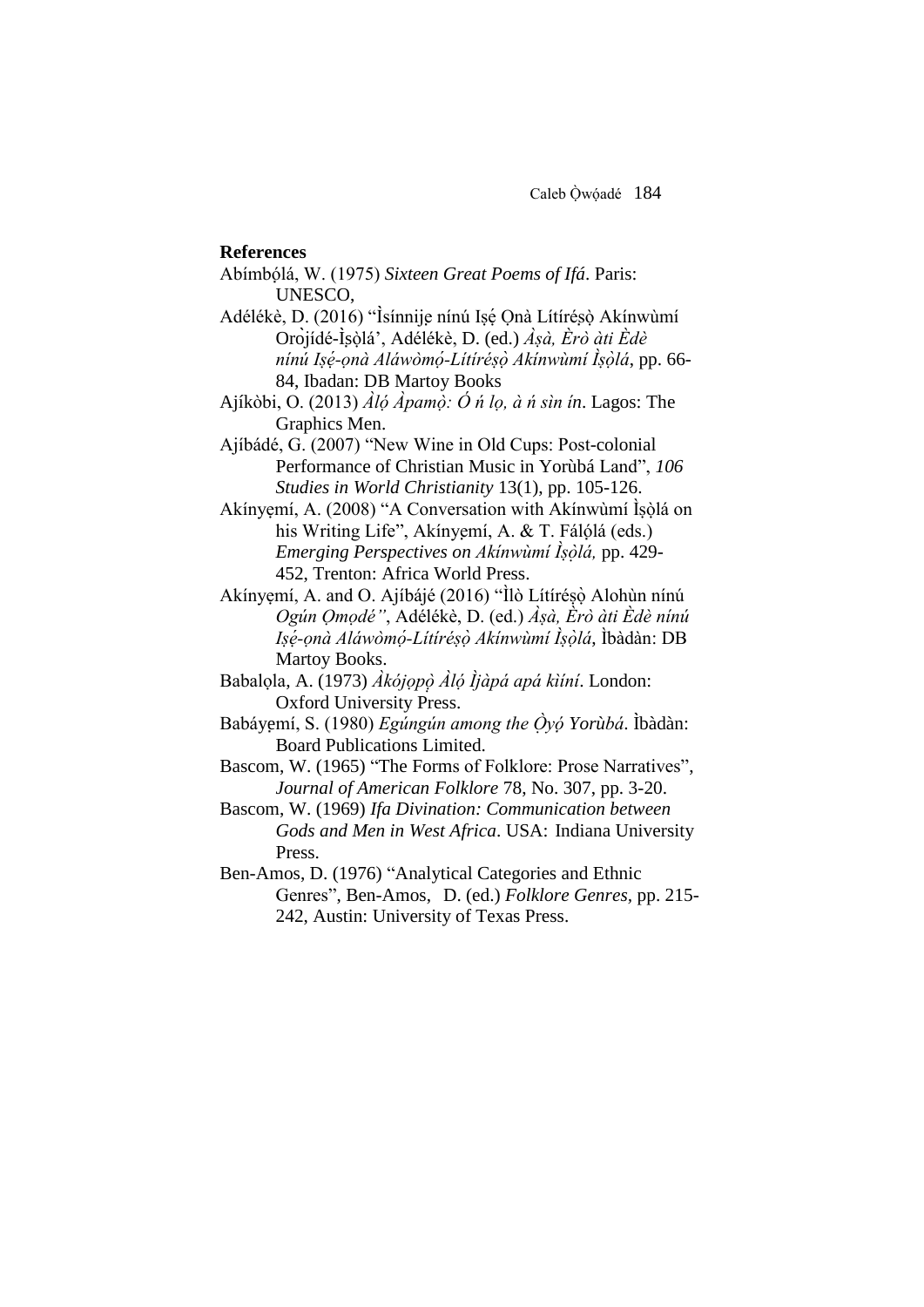**References**

Abímbọ́lá, W. (1975) *Sixteen Great Poems of Ifá*. Paris: UNESCO,

Adélékè, D. (2016) "Ìsínnijẹ nínú Iṣẹ́ Ọnà Lítíréṣọ̀ Akínwùmí Orọ̀jídé-Ìṣọ̀lá', Adélékè, D. (ed.) *Àṣà, Èrò àti Èdè nínú Iṣẹ́-ọnà Aláwòmọ́-Lítíréṣọ̀ Akínwùmí Ìṣọ̀lá*, pp. 66-84, Ibadan: DB Martoy Books

Ajíkòbi, O. (2013) *Àlọ́ Àpamọ̀: Ó ń lọ, à ń sìn ín*. Lagos: The Graphics Men.

Ajíbádé, G. (2007) "New Wine in Old Cups: Post-colonial Performance of Christian Music in Yorùbá Land", *106 Studies in World Christianity* 13(1), pp. 105-126.

Akínyẹmí, A. (2008) "A Conversation with Akínwùmí Ìṣọ̀lá on his Writing Life", Akínyẹmí, A. & T. Fálọ́lá (eds.) *Emerging Perspectives on Akínwùmí Ìṣọ̀lá,* pp. 429-452, Trenton: Africa World Press.

Akínyẹmí, A. and O. Ajíbájé (2016) "Ìlò Lítíréṣọ̀ Alohùn nínú *Ogún Ọmọdé"*, Adélékè, D. (ed.) *Àṣà, Èrò àti Èdè nínú Iṣẹ́-ọnà Aláwòmọ́-Lítíréṣọ̀ Akínwùmí Ìṣọ̀lá*, Ìbàdàn: DB Martoy Books.

Babalọla, A. (1973) *Àkójọpọ̀ Àlọ́ Ìjàpá apá kìíní*. London: Oxford University Press.

Babáyẹmí, S. (1980) *Egúngún among the Ọ̀yọ́ Yorùbá*. Ìbàdàn: Board Publications Limited.

Bascom, W. (1965) "The Forms of Folklore: Prose Narratives", *Journal of American Folklore* 78, No. 307, pp. 3-20.

Bascom, W. (1969) *Ifa Divination: Communication between Gods and Men in West Africa*. USA: Indiana University Press.

Ben-Amos, D. (1976) "Analytical Categories and Ethnic Genres", Ben-Amos, D. (ed.) *Folklore Genres*, pp. 215-242, Austin: University of Texas Press.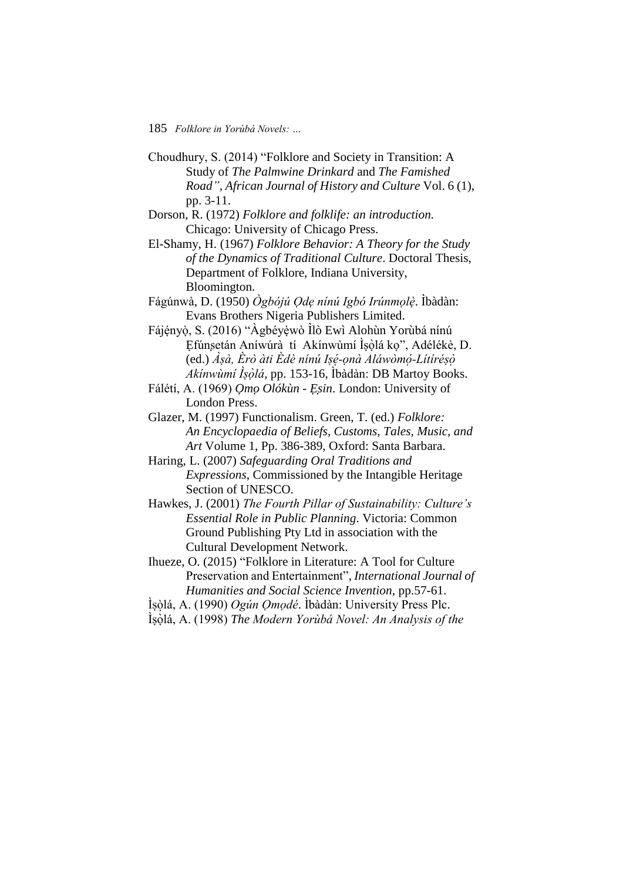Choudhury, S. (2014) “Folklore and Society in Transition: A Study of *The Palmwine Drinkard* and *The Famished Road”*, *African Journal of History and Culture* Vol. 6 (1), pp. 3-11.

Dorson, R. (1972) *Folklore and folklife: an introduction.* Chicago: University of Chicago Press.

El-Shamy, H. (1967) *Folklore Behavior: A Theory for the Study of the Dynamics of Traditional Culture*. Doctoral Thesis, Department of Folklore, Indiana University, Bloomington.

Fágúnwà, D. (1950) *Ògbójú Ọdẹ nínú Igbó Irúnmọlẹ̀*. Ìbàdàn: Evans Brothers Nigeria Publishers Limited.

Fájẹ́nyọ̀, S. (2016) “Àgbéyẹ̀wò Ìlò Ewì Alohùn Yorùbá nínú Ẹfúnṣetán Aníwúrà tí Akínwùmí Ìṣọ̀lá kọ”, Adélékè, D. (ed.) *Àṣà, Èrò àti Èdè nínú Iṣẹ́-ọnà Aláwọ̀mọ́-Lítíréṣọ̀ Akínwùmí Ìṣọ̀lá*, pp. 153-16, Ìbàdàn: DB Martoy Books.

Fálétí, A. (1969) *Ọmọ Olókùn - Ẹṣin*. London: University of London Press.

Glazer, M. (1997) Functionalism. Green, T. (ed.) *Folklore: An Encyclopaedia of Beliefs, Customs, Tales, Music, and Art* Volume 1, Pp. 386-389, Oxford: Santa Barbara.

Haring, L. (2007) *Safeguarding Oral Traditions and Expressions*, Commissioned by the Intangible Heritage Section of UNESCO.

Hawkes, J. (2001) *The Fourth Pillar of Sustainability: Culture’s Essential Role in Public Planning*. Victoria: Common Ground Publishing Pty Ltd in association with the Cultural Development Network.

Ihueze, O. (2015) “Folklore in Literature: A Tool for Culture Preservation and Entertainment”, *International Journal of Humanities and Social Science Invention*, pp.57-61.

Ìṣọ̀lá, A. (1990) *Ogún Ọmọdé*. Ìbàdàn: University Press Plc.

Ìṣọ̀lá, A. (1998) *The Modern Yorùbá Novel: An Analysis of the*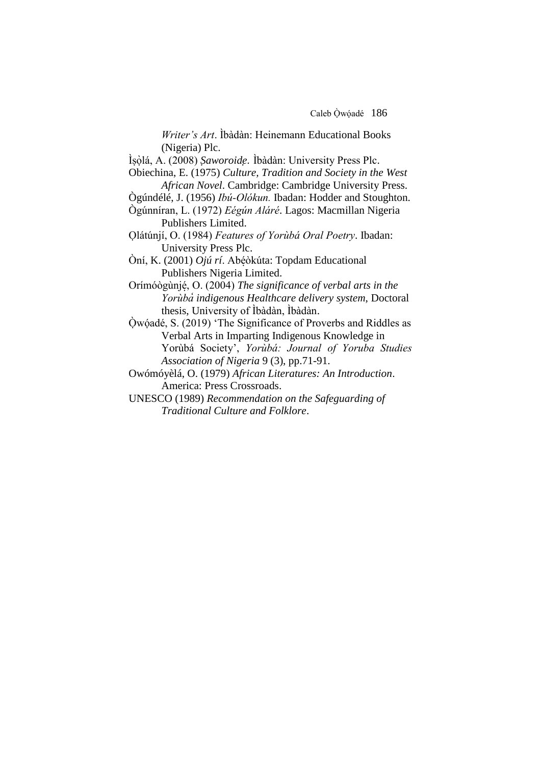*Writer's Art*. Ìbàdàn: Heinemann Educational Books (Nigeria) Plc.

Ìṣọ̀lá, A. (2008) *Ṣaworoidẹ*. Ìbàdàn: University Press Plc.

Obiechina, E. (1975) *Culture, Tradition and Society in the West African Novel*. Cambridge: Cambridge University Press.

Ògúndélé, J. (1956) *Ibú-Olókun.* Ibadan: Hodder and Stoughton.

Ògúnníran, L. (1972) *Eégún Aláré*. Lagos: Macmillan Nigeria Publishers Limited.

Ọlátúnjí, O. (1984) *Features of Yorùbá Oral Poetry*. Ibadan: University Press Plc.

Òní, K. (2001) *Ojú rí*. Abẹ́òkúta: Topdam Educational Publishers Nigeria Limited.

Orímóògùnjẹ́, O. (2004) *The significance of verbal arts in the Yorùbá indigenous Healthcare delivery system,* Doctoral thesis, University of Ìbàdàn, Ìbàdàn.

Ọ̀wọ́adé, S. (2019) 'The Significance of Proverbs and Riddles as Verbal Arts in Imparting Indigenous Knowledge in Yorùbá Society', *Yorùbá: Journal of Yoruba Studies Association of Nigeria* 9 (3), pp.71-91.

Owómóyèlá, O. (1979) *African Literatures: An Introduction*. America: Press Crossroads.

UNESCO (1989) *Recommendation on the Safeguarding of Traditional Culture and Folklore*.